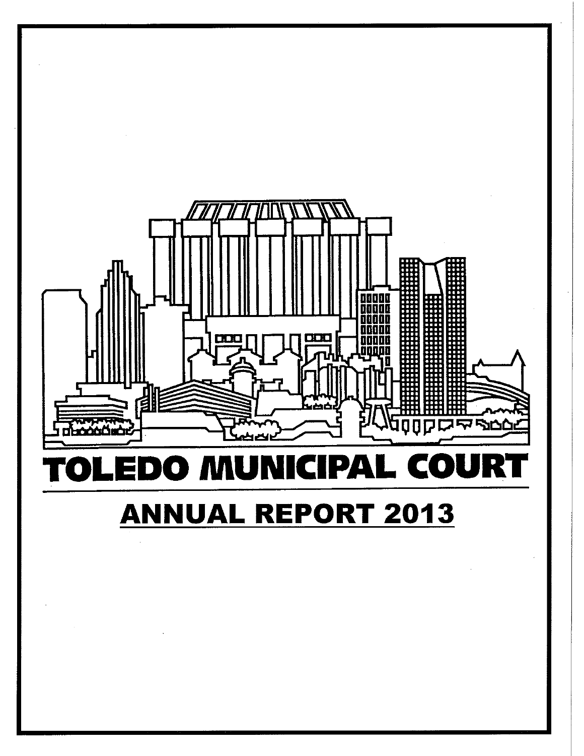# TOLEDO MUNICIPAL COURT

## ANNUAL REPORT 2013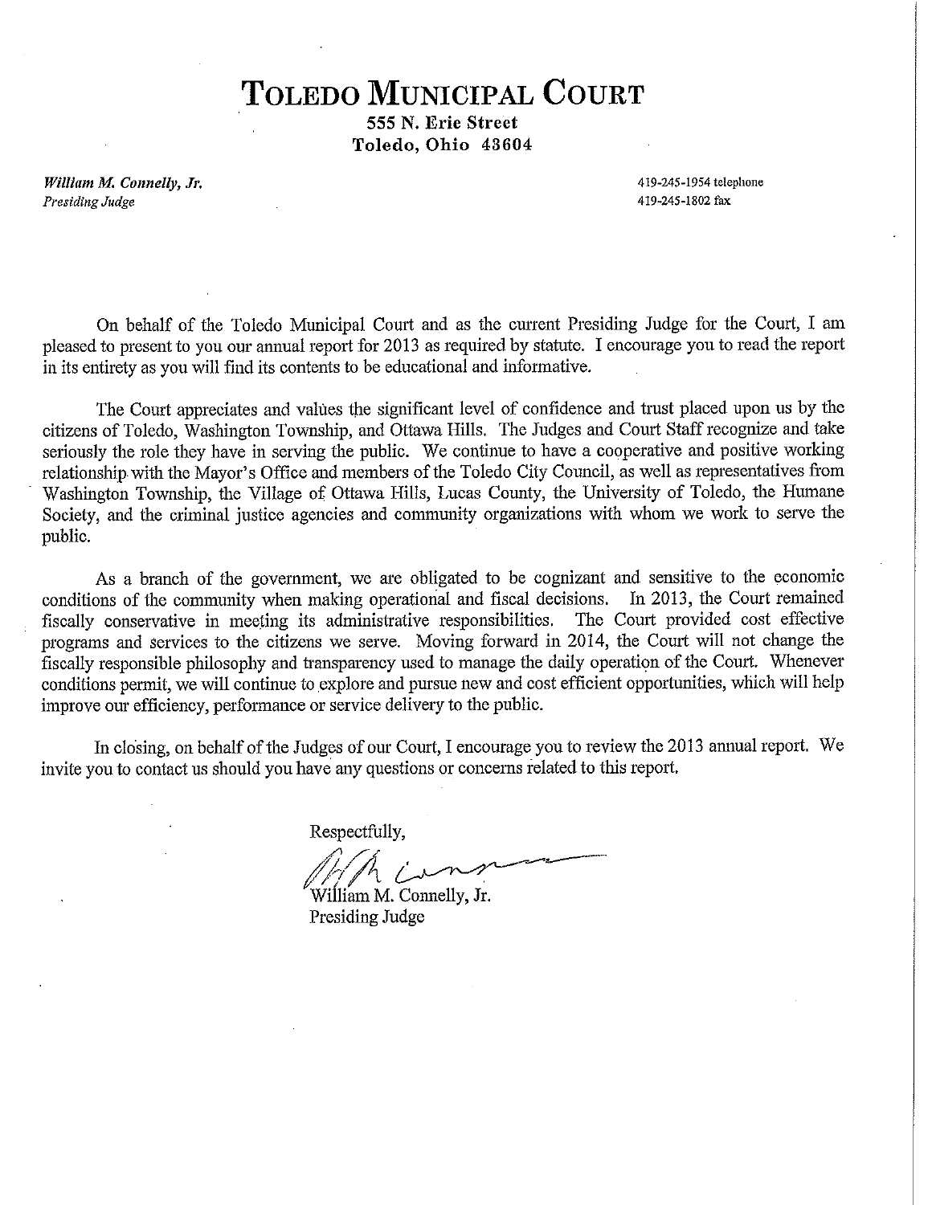# TOLEDO MUNICIPAL COURT

**555 N. Erie Street**
**Toledo, Ohio 43604**

*William M. Connelly, Jr.*
*Presiding Judge*

419-245-1954 telephone
419-245-1802 fax

On behalf of the Toledo Municipal Court and as the current Presiding Judge for the Court, I am pleased to present to you our annual report for 2013 as required by statute. I encourage you to read the report in its entirety as you will find its contents to be educational and informative.

The Court appreciates and values the significant level of confidence and trust placed upon us by the citizens of Toledo, Washington Township, and Ottawa Hills. The Judges and Court Staff recognize and take seriously the role they have in serving the public. We continue to have a cooperative and positive working relationship with the Mayor's Office and members of the Toledo City Council, as well as representatives from Washington Township, the Village of Ottawa Hills, Lucas County, the University of Toledo, the Humane Society, and the criminal justice agencies and community organizations with whom we work to serve the public.

As a branch of the government, we are obligated to be cognizant and sensitive to the economic conditions of the community when making operational and fiscal decisions. In 2013, the Court remained fiscally conservative in meeting its administrative responsibilities. The Court provided cost effective programs and services to the citizens we serve. Moving forward in 2014, the Court will not change the fiscally responsible philosophy and transparency used to manage the daily operation of the Court. Whenever conditions permit, we will continue to explore and pursue new and cost efficient opportunities, which will help improve our efficiency, performance or service delivery to the public.

In closing, on behalf of the Judges of our Court, I encourage you to review the 2013 annual report. We invite you to contact us should you have any questions or concerns related to this report.

Respectfully,

William M. Connelly, Jr.
Presiding Judge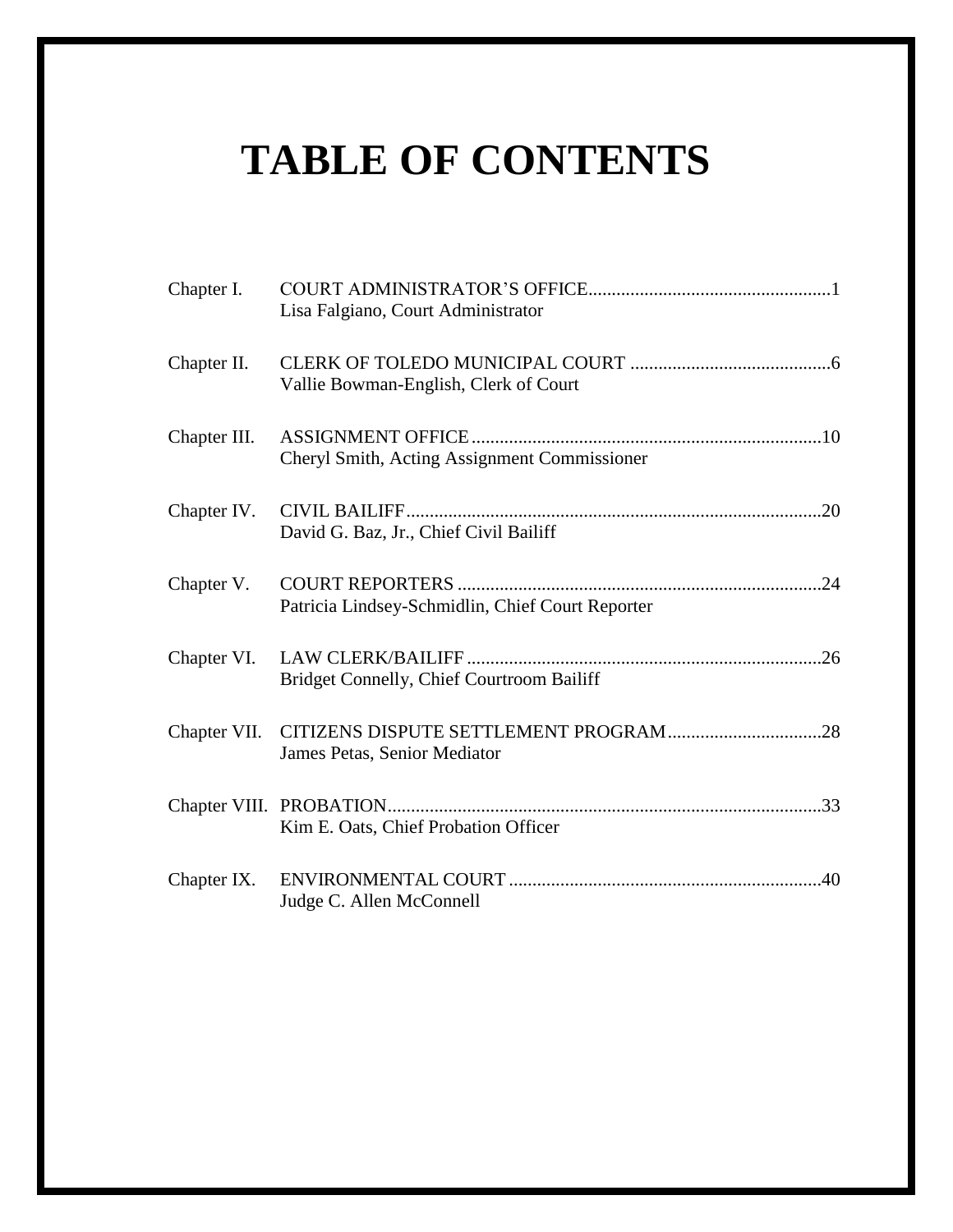# TABLE OF CONTENTS

| | | |
|---|---|---|
| Chapter I. | COURT ADMINISTRATOR'S OFFICE<br>Lisa Falgiano, Court Administrator | 1 |
| Chapter II. | CLERK OF TOLEDO MUNICIPAL COURT<br>Vallie Bowman-English, Clerk of Court | 6 |
| Chapter III. | ASSIGNMENT OFFICE<br>Cheryl Smith, Acting Assignment Commissioner | 10 |
| Chapter IV. | CIVIL BAILIFF<br>David G. Baz, Jr., Chief Civil Bailiff | 20 |
| Chapter V. | COURT REPORTERS<br>Patricia Lindsey-Schmidlin, Chief Court Reporter | 24 |
| Chapter VI. | LAW CLERK/BAILIFF<br>Bridget Connelly, Chief Courtroom Bailiff | 26 |
| Chapter VII. | CITIZENS DISPUTE SETTLEMENT PROGRAM<br>James Petas, Senior Mediator | 28 |
| Chapter VIII. | PROBATION<br>Kim E. Oats, Chief Probation Officer | 33 |
| Chapter IX. | ENVIRONMENTAL COURT<br>Judge C. Allen McConnell | 40 |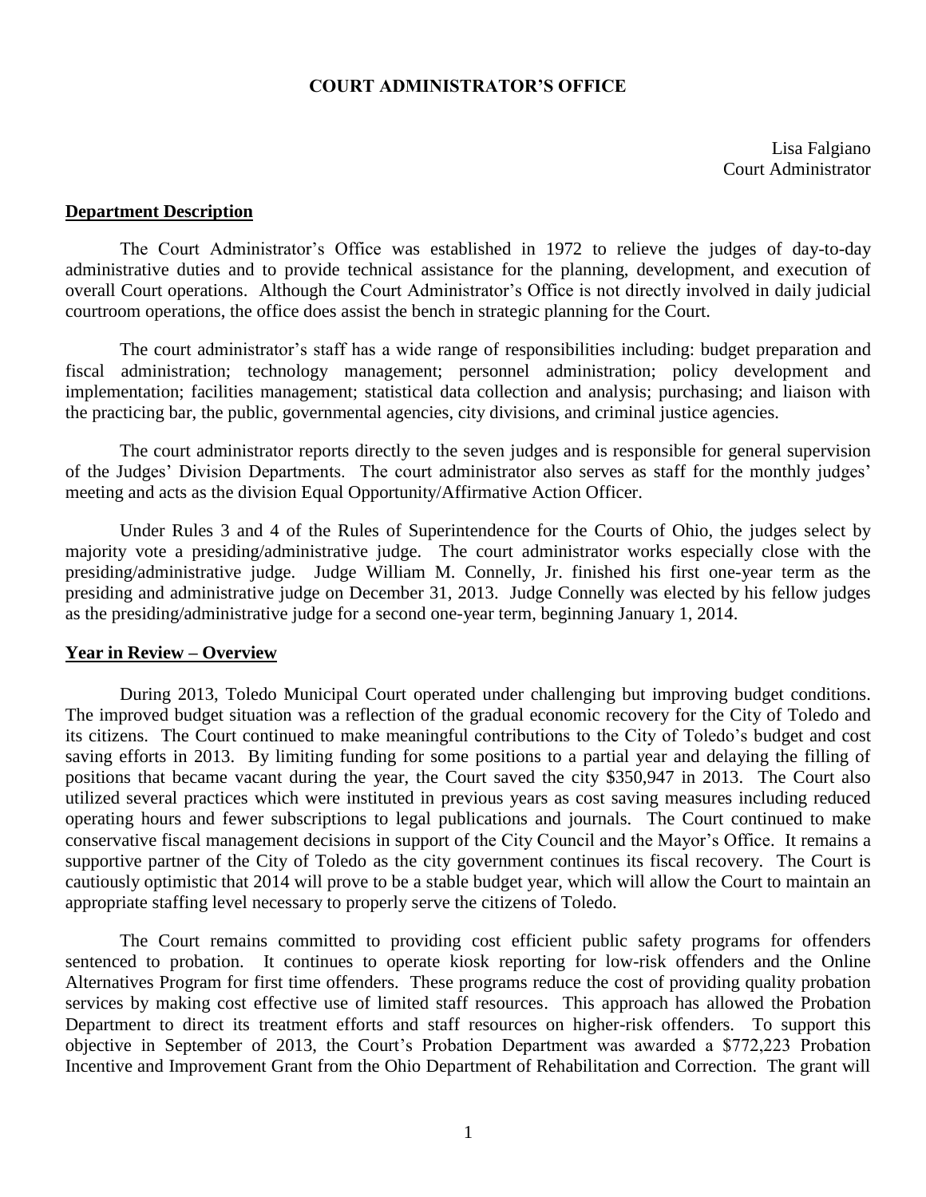# COURT ADMINISTRATOR'S OFFICE

Lisa Falgiano
Court Administrator

## Department Description

The Court Administrator's Office was established in 1972 to relieve the judges of day-to-day administrative duties and to provide technical assistance for the planning, development, and execution of overall Court operations. Although the Court Administrator's Office is not directly involved in daily judicial courtroom operations, the office does assist the bench in strategic planning for the Court.

The court administrator's staff has a wide range of responsibilities including: budget preparation and fiscal administration; technology management; personnel administration; policy development and implementation; facilities management; statistical data collection and analysis; purchasing; and liaison with the practicing bar, the public, governmental agencies, city divisions, and criminal justice agencies.

The court administrator reports directly to the seven judges and is responsible for general supervision of the Judges' Division Departments. The court administrator also serves as staff for the monthly judges' meeting and acts as the division Equal Opportunity/Affirmative Action Officer.

Under Rules 3 and 4 of the Rules of Superintendence for the Courts of Ohio, the judges select by majority vote a presiding/administrative judge. The court administrator works especially close with the presiding/administrative judge. Judge William M. Connelly, Jr. finished his first one-year term as the presiding and administrative judge on December 31, 2013. Judge Connelly was elected by his fellow judges as the presiding/administrative judge for a second one-year term, beginning January 1, 2014.

## Year in Review – Overview

During 2013, Toledo Municipal Court operated under challenging but improving budget conditions. The improved budget situation was a reflection of the gradual economic recovery for the City of Toledo and its citizens. The Court continued to make meaningful contributions to the City of Toledo's budget and cost saving efforts in 2013. By limiting funding for some positions to a partial year and delaying the filling of positions that became vacant during the year, the Court saved the city $350,947 in 2013. The Court also utilized several practices which were instituted in previous years as cost saving measures including reduced operating hours and fewer subscriptions to legal publications and journals. The Court continued to make conservative fiscal management decisions in support of the City Council and the Mayor's Office. It remains a supportive partner of the City of Toledo as the city government continues its fiscal recovery. The Court is cautiously optimistic that 2014 will prove to be a stable budget year, which will allow the Court to maintain an appropriate staffing level necessary to properly serve the citizens of Toledo.

The Court remains committed to providing cost efficient public safety programs for offenders sentenced to probation. It continues to operate kiosk reporting for low-risk offenders and the Online Alternatives Program for first time offenders. These programs reduce the cost of providing quality probation services by making cost effective use of limited staff resources. This approach has allowed the Probation Department to direct its treatment efforts and staff resources on higher-risk offenders. To support this objective in September of 2013, the Court's Probation Department was awarded a $772,223 Probation Incentive and Improvement Grant from the Ohio Department of Rehabilitation and Correction. The grant will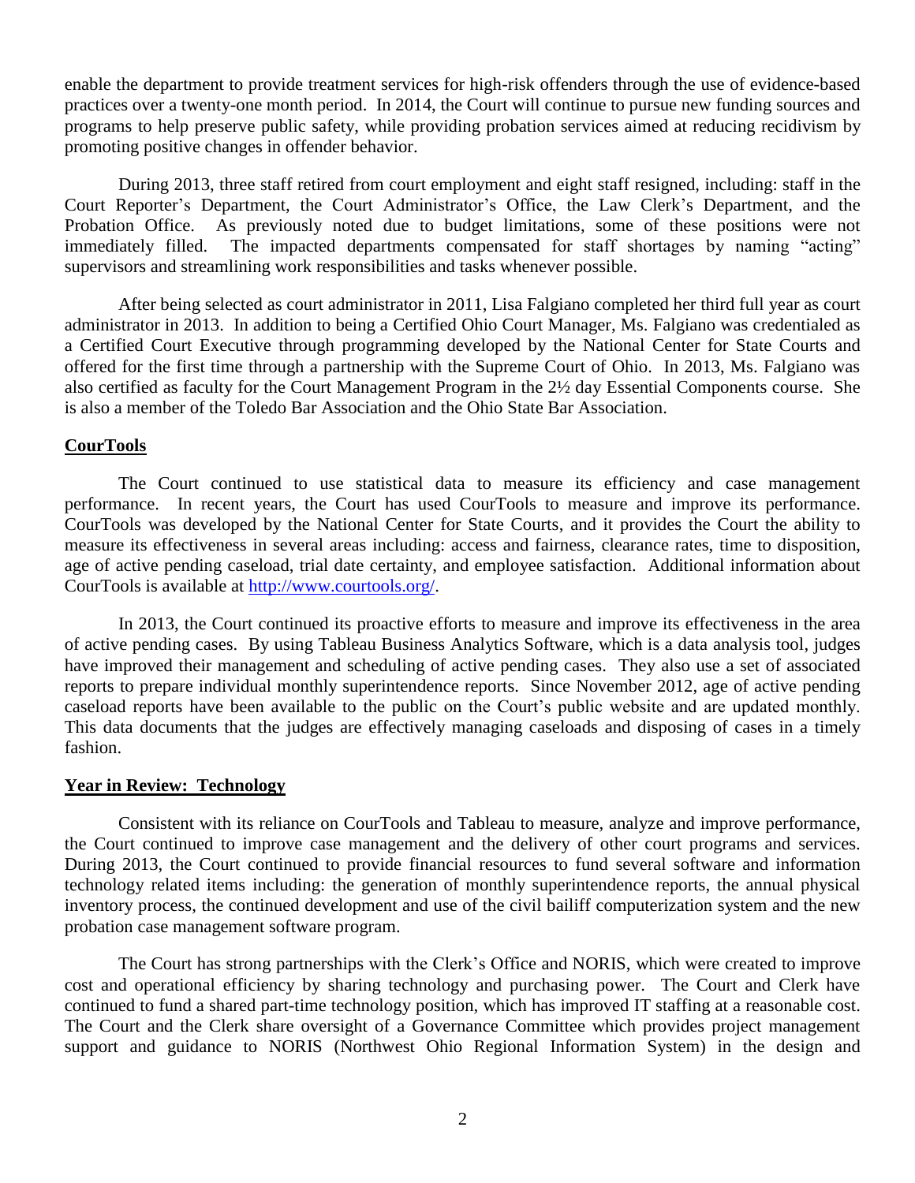enable the department to provide treatment services for high-risk offenders through the use of evidence-based practices over a twenty-one month period. In 2014, the Court will continue to pursue new funding sources and programs to help preserve public safety, while providing probation services aimed at reducing recidivism by promoting positive changes in offender behavior.

During 2013, three staff retired from court employment and eight staff resigned, including: staff in the Court Reporter's Department, the Court Administrator's Office, the Law Clerk's Department, and the Probation Office. As previously noted due to budget limitations, some of these positions were not immediately filled. The impacted departments compensated for staff shortages by naming "acting" supervisors and streamlining work responsibilities and tasks whenever possible.

After being selected as court administrator in 2011, Lisa Falgiano completed her third full year as court administrator in 2013. In addition to being a Certified Ohio Court Manager, Ms. Falgiano was credentialed as a Certified Court Executive through programming developed by the National Center for State Courts and offered for the first time through a partnership with the Supreme Court of Ohio. In 2013, Ms. Falgiano was also certified as faculty for the Court Management Program in the 2½ day Essential Components course. She is also a member of the Toledo Bar Association and the Ohio State Bar Association.

## CourTools

The Court continued to use statistical data to measure its efficiency and case management performance. In recent years, the Court has used CourTools to measure and improve its performance. CourTools was developed by the National Center for State Courts, and it provides the Court the ability to measure its effectiveness in several areas including: access and fairness, clearance rates, time to disposition, age of active pending caseload, trial date certainty, and employee satisfaction. Additional information about CourTools is available at [http://www.courtools.org/](http://www.courtools.org/).

In 2013, the Court continued its proactive efforts to measure and improve its effectiveness in the area of active pending cases. By using Tableau Business Analytics Software, which is a data analysis tool, judges have improved their management and scheduling of active pending cases. They also use a set of associated reports to prepare individual monthly superintendence reports. Since November 2012, age of active pending caseload reports have been available to the public on the Court's public website and are updated monthly. This data documents that the judges are effectively managing caseloads and disposing of cases in a timely fashion.

## Year in Review: Technology

Consistent with its reliance on CourTools and Tableau to measure, analyze and improve performance, the Court continued to improve case management and the delivery of other court programs and services. During 2013, the Court continued to provide financial resources to fund several software and information technology related items including: the generation of monthly superintendence reports, the annual physical inventory process, the continued development and use of the civil bailiff computerization system and the new probation case management software program.

The Court has strong partnerships with the Clerk's Office and NORIS, which were created to improve cost and operational efficiency by sharing technology and purchasing power. The Court and Clerk have continued to fund a shared part-time technology position, which has improved IT staffing at a reasonable cost. The Court and the Clerk share oversight of a Governance Committee which provides project management support and guidance to NORIS (Northwest Ohio Regional Information System) in the design and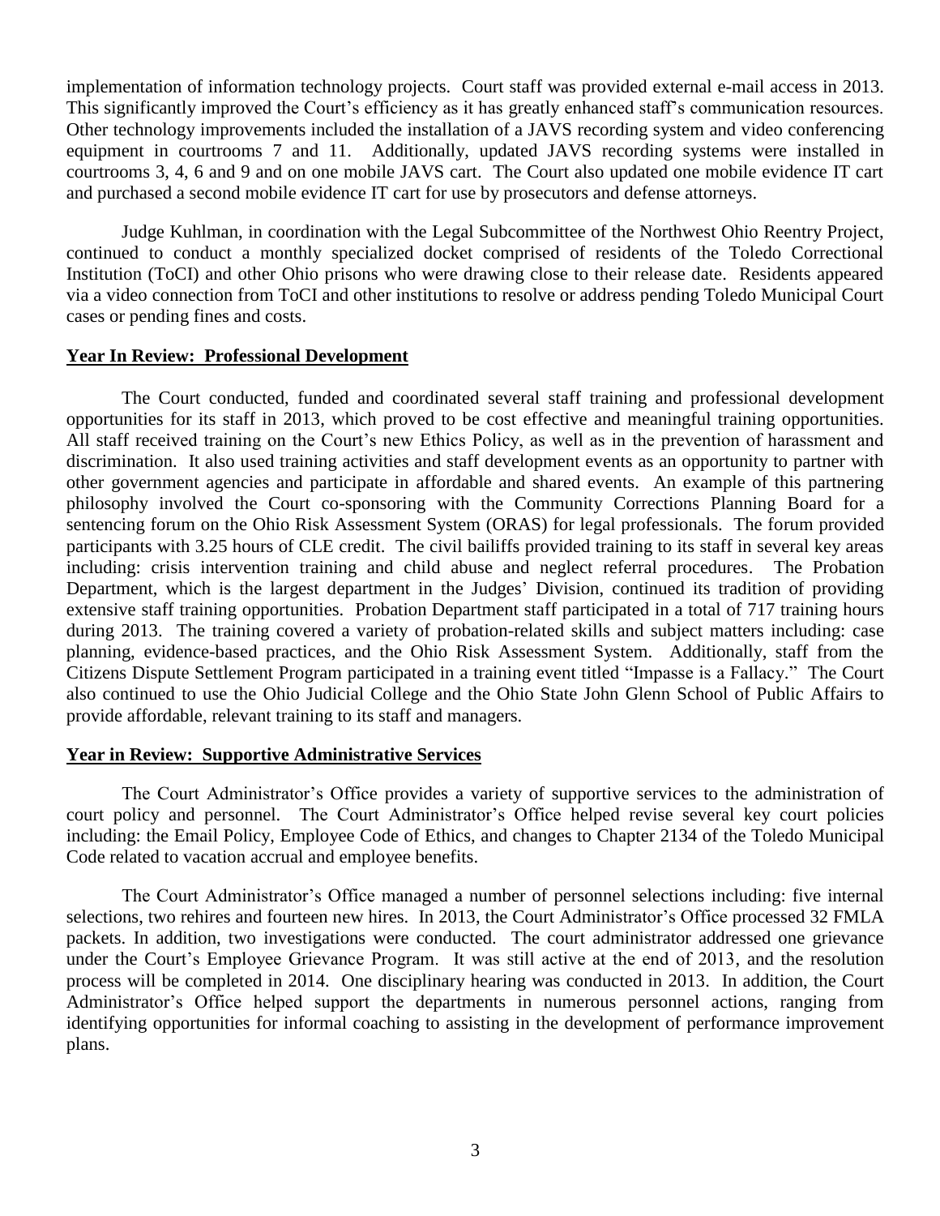implementation of information technology projects. Court staff was provided external e-mail access in 2013. This significantly improved the Court's efficiency as it has greatly enhanced staff's communication resources. Other technology improvements included the installation of a JAVS recording system and video conferencing equipment in courtrooms 7 and 11. Additionally, updated JAVS recording systems were installed in courtrooms 3, 4, 6 and 9 and on one mobile JAVS cart. The Court also updated one mobile evidence IT cart and purchased a second mobile evidence IT cart for use by prosecutors and defense attorneys.

Judge Kuhlman, in coordination with the Legal Subcommittee of the Northwest Ohio Reentry Project, continued to conduct a monthly specialized docket comprised of residents of the Toledo Correctional Institution (ToCI) and other Ohio prisons who were drawing close to their release date. Residents appeared via a video connection from ToCI and other institutions to resolve or address pending Toledo Municipal Court cases or pending fines and costs.

**Year In Review: Professional Development**

The Court conducted, funded and coordinated several staff training and professional development opportunities for its staff in 2013, which proved to be cost effective and meaningful training opportunities. All staff received training on the Court's new Ethics Policy, as well as in the prevention of harassment and discrimination. It also used training activities and staff development events as an opportunity to partner with other government agencies and participate in affordable and shared events. An example of this partnering philosophy involved the Court co-sponsoring with the Community Corrections Planning Board for a sentencing forum on the Ohio Risk Assessment System (ORAS) for legal professionals. The forum provided participants with 3.25 hours of CLE credit. The civil bailiffs provided training to its staff in several key areas including: crisis intervention training and child abuse and neglect referral procedures. The Probation Department, which is the largest department in the Judges' Division, continued its tradition of providing extensive staff training opportunities. Probation Department staff participated in a total of 717 training hours during 2013. The training covered a variety of probation-related skills and subject matters including: case planning, evidence-based practices, and the Ohio Risk Assessment System. Additionally, staff from the Citizens Dispute Settlement Program participated in a training event titled "Impasse is a Fallacy." The Court also continued to use the Ohio Judicial College and the Ohio State John Glenn School of Public Affairs to provide affordable, relevant training to its staff and managers.

**Year in Review: Supportive Administrative Services**

The Court Administrator's Office provides a variety of supportive services to the administration of court policy and personnel. The Court Administrator's Office helped revise several key court policies including: the Email Policy, Employee Code of Ethics, and changes to Chapter 2134 of the Toledo Municipal Code related to vacation accrual and employee benefits.

The Court Administrator's Office managed a number of personnel selections including: five internal selections, two rehires and fourteen new hires. In 2013, the Court Administrator's Office processed 32 FMLA packets. In addition, two investigations were conducted. The court administrator addressed one grievance under the Court's Employee Grievance Program. It was still active at the end of 2013, and the resolution process will be completed in 2014. One disciplinary hearing was conducted in 2013. In addition, the Court Administrator's Office helped support the departments in numerous personnel actions, ranging from identifying opportunities for informal coaching to assisting in the development of performance improvement plans.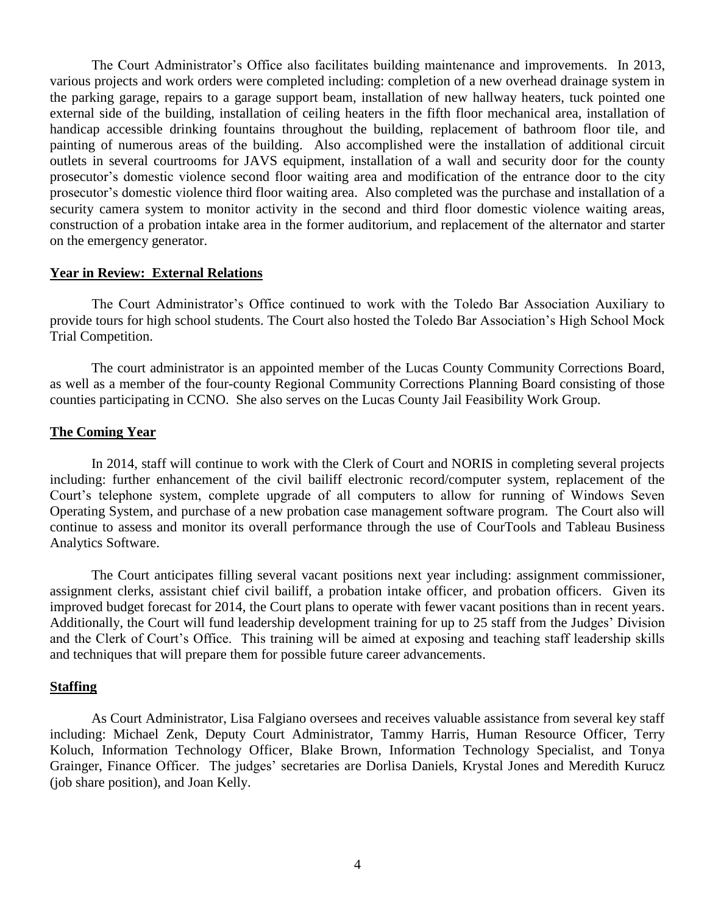The Court Administrator's Office also facilitates building maintenance and improvements. In 2013, various projects and work orders were completed including: completion of a new overhead drainage system in the parking garage, repairs to a garage support beam, installation of new hallway heaters, tuck pointed one external side of the building, installation of ceiling heaters in the fifth floor mechanical area, installation of handicap accessible drinking fountains throughout the building, replacement of bathroom floor tile, and painting of numerous areas of the building. Also accomplished were the installation of additional circuit outlets in several courtrooms for JAVS equipment, installation of a wall and security door for the county prosecutor's domestic violence second floor waiting area and modification of the entrance door to the city prosecutor's domestic violence third floor waiting area. Also completed was the purchase and installation of a security camera system to monitor activity in the second and third floor domestic violence waiting areas, construction of a probation intake area in the former auditorium, and replacement of the alternator and starter on the emergency generator.

## Year in Review: External Relations

The Court Administrator's Office continued to work with the Toledo Bar Association Auxiliary to provide tours for high school students. The Court also hosted the Toledo Bar Association's High School Mock Trial Competition.

The court administrator is an appointed member of the Lucas County Community Corrections Board, as well as a member of the four-county Regional Community Corrections Planning Board consisting of those counties participating in CCNO. She also serves on the Lucas County Jail Feasibility Work Group.

## The Coming Year

In 2014, staff will continue to work with the Clerk of Court and NORIS in completing several projects including: further enhancement of the civil bailiff electronic record/computer system, replacement of the Court's telephone system, complete upgrade of all computers to allow for running of Windows Seven Operating System, and purchase of a new probation case management software program. The Court also will continue to assess and monitor its overall performance through the use of CourTools and Tableau Business Analytics Software.

The Court anticipates filling several vacant positions next year including: assignment commissioner, assignment clerks, assistant chief civil bailiff, a probation intake officer, and probation officers. Given its improved budget forecast for 2014, the Court plans to operate with fewer vacant positions than in recent years. Additionally, the Court will fund leadership development training for up to 25 staff from the Judges' Division and the Clerk of Court's Office. This training will be aimed at exposing and teaching staff leadership skills and techniques that will prepare them for possible future career advancements.

## Staffing

As Court Administrator, Lisa Falgiano oversees and receives valuable assistance from several key staff including: Michael Zenk, Deputy Court Administrator, Tammy Harris, Human Resource Officer, Terry Koluch, Information Technology Officer, Blake Brown, Information Technology Specialist, and Tonya Grainger, Finance Officer. The judges' secretaries are Dorlisa Daniels, Krystal Jones and Meredith Kurucz (job share position), and Joan Kelly.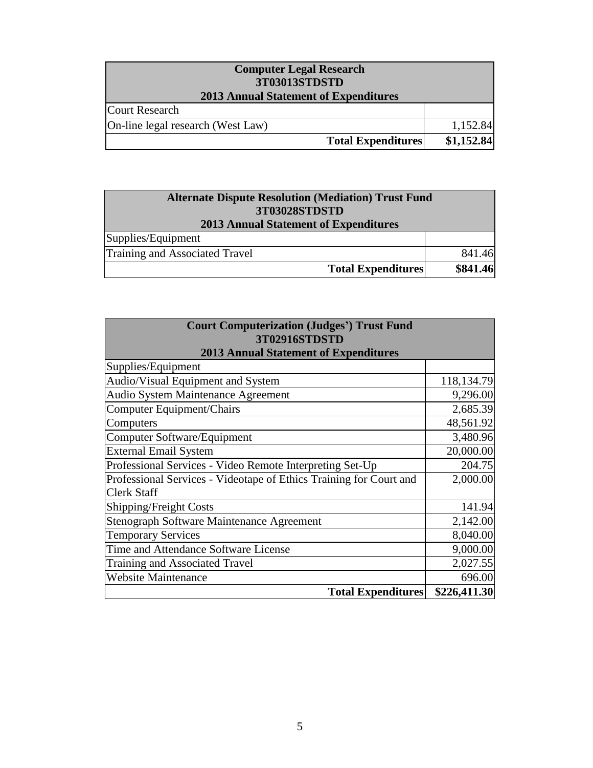| Computer Legal Research<br>3T03013STDSTD<br>2013 Annual Statement of Expenditures | |
| --- | --- |
| Court Research | |
| On-line legal research (West Law) | 1,152.84 |
| **Total Expenditures** | **$1,152.84** |

| Alternate Dispute Resolution (Mediation) Trust Fund<br>3T03028STDSTD<br>2013 Annual Statement of Expenditures | |
| --- | --- |
| Supplies/Equipment | |
| Training and Associated Travel | 841.46 |
| **Total Expenditures** | **$841.46** |

| Court Computerization (Judges') Trust Fund<br>3T02916STDSTD<br>2013 Annual Statement of Expenditures | |
| --- | --- |
| Supplies/Equipment | |
| Audio/Visual Equipment and System | 118,134.79 |
| Audio System Maintenance Agreement | 9,296.00 |
| Computer Equipment/Chairs | 2,685.39 |
| Computers | 48,561.92 |
| Computer Software/Equipment | 3,480.96 |
| External Email System | 20,000.00 |
| Professional Services - Video Remote Interpreting Set-Up | 204.75 |
| Professional Services - Videotape of Ethics Training for Court and Clerk Staff | 2,000.00 |
| Shipping/Freight Costs | 141.94 |
| Stenograph Software Maintenance Agreement | 2,142.00 |
| Temporary Services | 8,040.00 |
| Time and Attendance Software License | 9,000.00 |
| Training and Associated Travel | 2,027.55 |
| Website Maintenance | 696.00 |
| **Total Expenditures** | **$226,411.30** |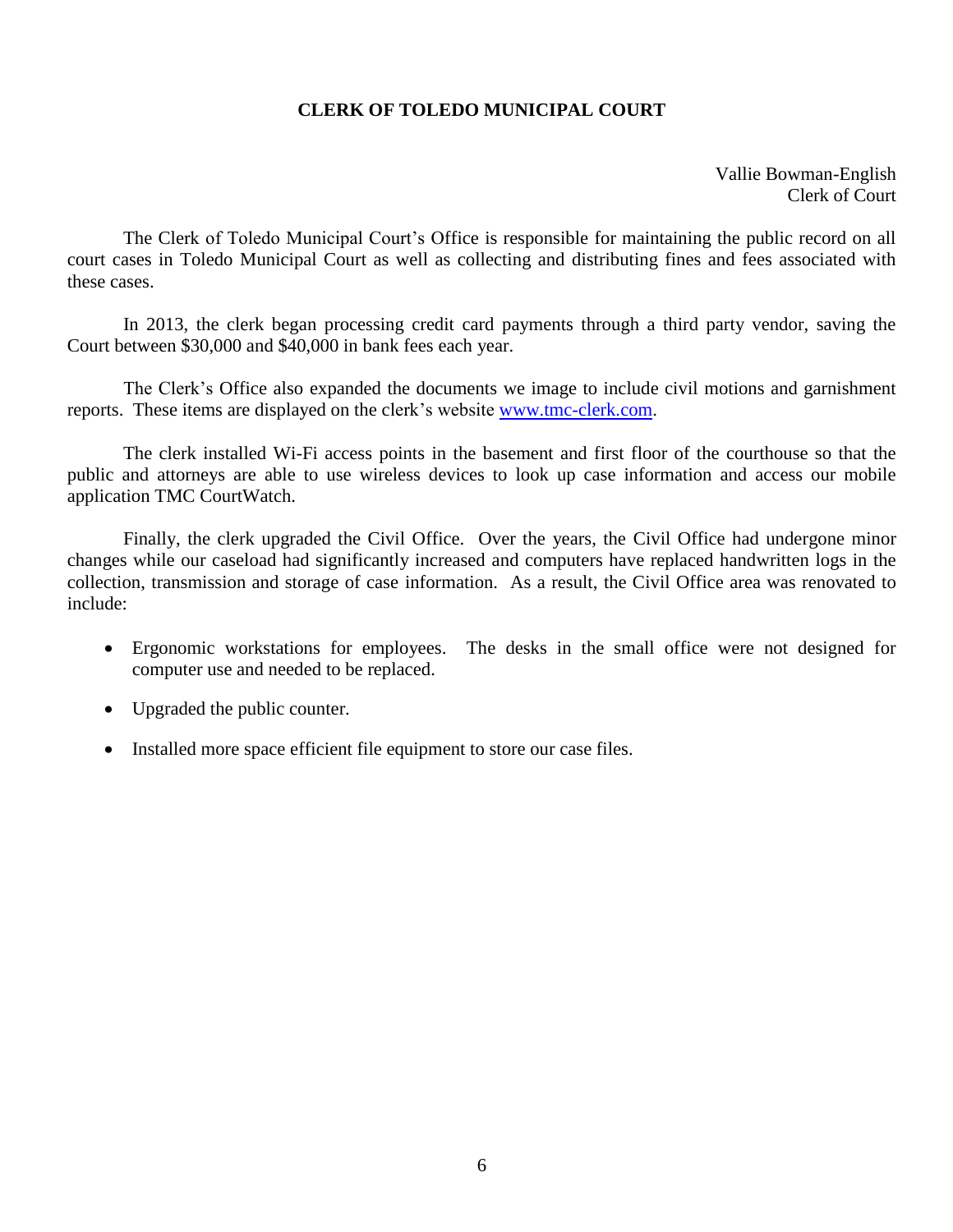## CLERK OF TOLEDO MUNICIPAL COURT

Vallie Bowman-English
Clerk of Court

The Clerk of Toledo Municipal Court's Office is responsible for maintaining the public record on all court cases in Toledo Municipal Court as well as collecting and distributing fines and fees associated with these cases.

In 2013, the clerk began processing credit card payments through a third party vendor, saving the Court between $30,000 and $40,000 in bank fees each year.

The Clerk's Office also expanded the documents we image to include civil motions and garnishment reports. These items are displayed on the clerk's website [www.tmc-clerk.com](http://www.tmc-clerk.com).

The clerk installed Wi-Fi access points in the basement and first floor of the courthouse so that the public and attorneys are able to use wireless devices to look up case information and access our mobile application TMC CourtWatch.

Finally, the clerk upgraded the Civil Office. Over the years, the Civil Office had undergone minor changes while our caseload had significantly increased and computers have replaced handwritten logs in the collection, transmission and storage of case information. As a result, the Civil Office area was renovated to include:

- Ergonomic workstations for employees. The desks in the small office were not designed for computer use and needed to be replaced.
- Upgraded the public counter.
- Installed more space efficient file equipment to store our case files.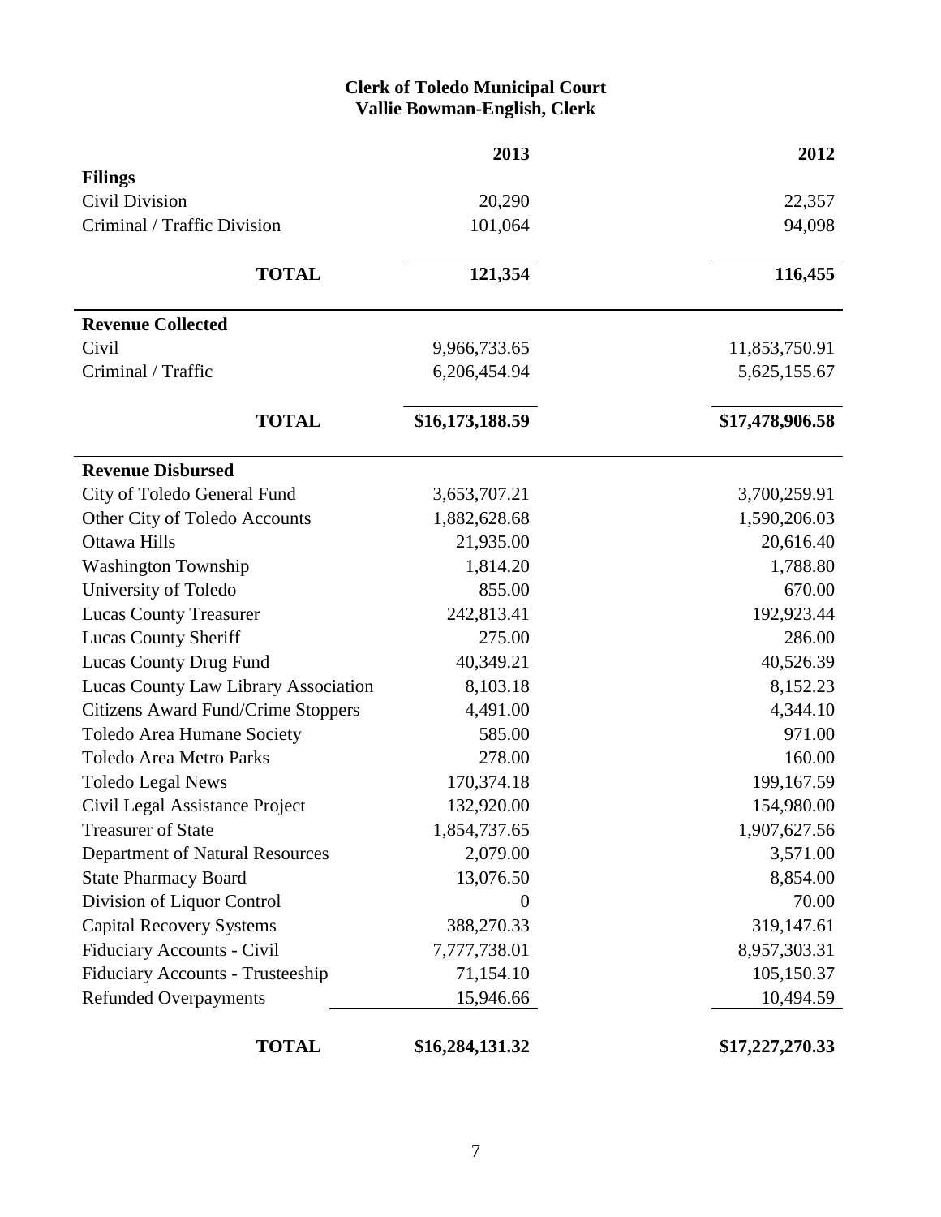**Clerk of Toledo Municipal Court**
**Vallie Bowman-English, Clerk**

| | 2013 | 2012 |
|---|---|---|
| **Filings** | | |
| Civil Division | 20,290 | 22,357 |
| Criminal / Traffic Division | 101,064 | 94,098 |
| **TOTAL** | **121,354** | **116,455** |
| **Revenue Collected** | | |
| Civil | 9,966,733.65 | 11,853,750.91 |
| Criminal / Traffic | 6,206,454.94 | 5,625,155.67 |
| **TOTAL** | **$16,173,188.59** | **$17,478,906.58** |
| **Revenue Disbursed** | | |
| City of Toledo General Fund | 3,653,707.21 | 3,700,259.91 |
| Other City of Toledo Accounts | 1,882,628.68 | 1,590,206.03 |
| Ottawa Hills | 21,935.00 | 20,616.40 |
| Washington Township | 1,814.20 | 1,788.80 |
| University of Toledo | 855.00 | 670.00 |
| Lucas County Treasurer | 242,813.41 | 192,923.44 |
| Lucas County Sheriff | 275.00 | 286.00 |
| Lucas County Drug Fund | 40,349.21 | 40,526.39 |
| Lucas County Law Library Association | 8,103.18 | 8,152.23 |
| Citizens Award Fund/Crime Stoppers | 4,491.00 | 4,344.10 |
| Toledo Area Humane Society | 585.00 | 971.00 |
| Toledo Area Metro Parks | 278.00 | 160.00 |
| Toledo Legal News | 170,374.18 | 199,167.59 |
| Civil Legal Assistance Project | 132,920.00 | 154,980.00 |
| Treasurer of State | 1,854,737.65 | 1,907,627.56 |
| Department of Natural Resources | 2,079.00 | 3,571.00 |
| State Pharmacy Board | 13,076.50 | 8,854.00 |
| Division of Liquor Control | 0 | 70.00 |
| Capital Recovery Systems | 388,270.33 | 319,147.61 |
| Fiduciary Accounts - Civil | 7,777,738.01 | 8,957,303.31 |
| Fiduciary Accounts - Trusteeship | 71,154.10 | 105,150.37 |
| Refunded Overpayments | 15,946.66 | 10,494.59 |
| **TOTAL** | **$16,284,131.32** | **$17,227,270.33** |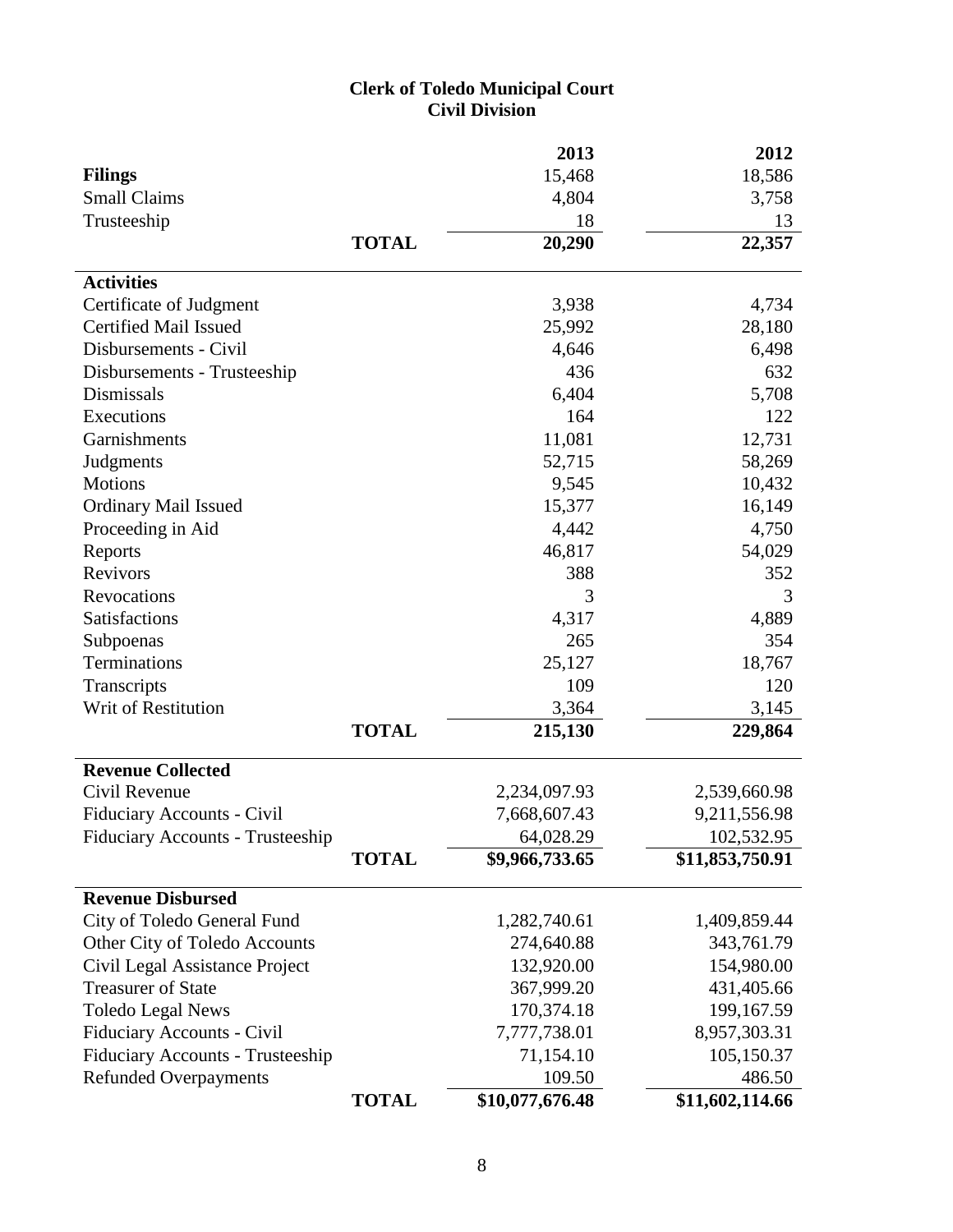# Clerk of Toledo Municipal Court
## Civil Division

| | | 2013 | 2012 |
|---|---|---|---|
| **Filings** | | 15,468 | 18,586 |
| Small Claims | | 4,804 | 3,758 |
| Trusteeship | | 18 | 13 |
| | **TOTAL** | **20,290** | **22,357** |
| **Activities** | | | |
| Certificate of Judgment | | 3,938 | 4,734 |
| Certified Mail Issued | | 25,992 | 28,180 |
| Disbursements - Civil | | 4,646 | 6,498 |
| Disbursements - Trusteeship | | 436 | 632 |
| Dismissals | | 6,404 | 5,708 |
| Executions | | 164 | 122 |
| Garnishments | | 11,081 | 12,731 |
| Judgments | | 52,715 | 58,269 |
| Motions | | 9,545 | 10,432 |
| Ordinary Mail Issued | | 15,377 | 16,149 |
| Proceeding in Aid | | 4,442 | 4,750 |
| Reports | | 46,817 | 54,029 |
| Revivors | | 388 | 352 |
| Revocations | | 3 | 3 |
| Satisfactions | | 4,317 | 4,889 |
| Subpoenas | | 265 | 354 |
| Terminations | | 25,127 | 18,767 |
| Transcripts | | 109 | 120 |
| Writ of Restitution | | 3,364 | 3,145 |
| | **TOTAL** | **215,130** | **229,864** |
| **Revenue Collected** | | | |
| Civil Revenue | | 2,234,097.93 | 2,539,660.98 |
| Fiduciary Accounts - Civil | | 7,668,607.43 | 9,211,556.98 |
| Fiduciary Accounts - Trusteeship | | 64,028.29 | 102,532.95 |
| | **TOTAL** | **$9,966,733.65** | **$11,853,750.91** |
| **Revenue Disbursed** | | | |
| City of Toledo General Fund | | 1,282,740.61 | 1,409,859.44 |
| Other City of Toledo Accounts | | 274,640.88 | 343,761.79 |
| Civil Legal Assistance Project | | 132,920.00 | 154,980.00 |
| Treasurer of State | | 367,999.20 | 431,405.66 |
| Toledo Legal News | | 170,374.18 | 199,167.59 |
| Fiduciary Accounts - Civil | | 7,777,738.01 | 8,957,303.31 |
| Fiduciary Accounts - Trusteeship | | 71,154.10 | 105,150.37 |
| Refunded Overpayments | | 109.50 | 486.50 |
| | **TOTAL** | **$10,077,676.48** | **$11,602,114.66** |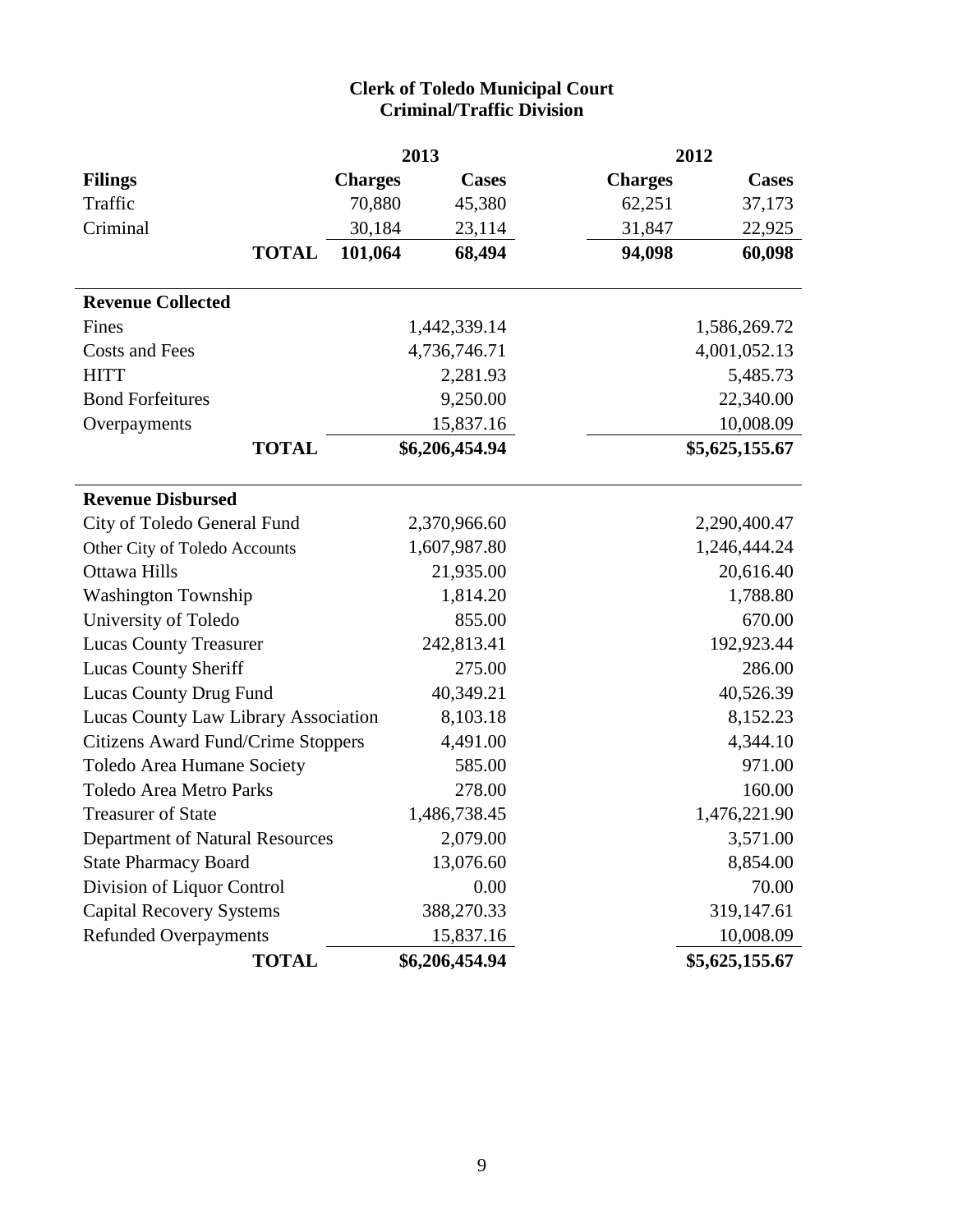# Clerk of Toledo Municipal Court
## Criminal/Traffic Division

| | 2013 | | 2012 | |
|---|---|---|---|---|
| **Filings** | **Charges** | **Cases** | **Charges** | **Cases** |
| Traffic | 70,880 | 45,380 | 62,251 | 37,173 |
| Criminal | 30,184 | 23,114 | 31,847 | 22,925 |
| **TOTAL** | **101,064** | **68,494** | **94,098** | **60,098** |

| **Revenue Collected** | 2013 | 2012 |
|---|---|---|
| Fines | 1,442,339.14 | 1,586,269.72 |
| Costs and Fees | 4,736,746.71 | 4,001,052.13 |
| HITT | 2,281.93 | 5,485.73 |
| Bond Forfeitures | 9,250.00 | 22,340.00 |
| Overpayments | 15,837.16 | 10,008.09 |
| **TOTAL** | **$6,206,454.94** | **$5,625,155.67** |

| **Revenue Disbursed** | 2013 | 2012 |
|---|---|---|
| City of Toledo General Fund | 2,370,966.60 | 2,290,400.47 |
| Other City of Toledo Accounts | 1,607,987.80 | 1,246,444.24 |
| Ottawa Hills | 21,935.00 | 20,616.40 |
| Washington Township | 1,814.20 | 1,788.80 |
| University of Toledo | 855.00 | 670.00 |
| Lucas County Treasurer | 242,813.41 | 192,923.44 |
| Lucas County Sheriff | 275.00 | 286.00 |
| Lucas County Drug Fund | 40,349.21 | 40,526.39 |
| Lucas County Law Library Association | 8,103.18 | 8,152.23 |
| Citizens Award Fund/Crime Stoppers | 4,491.00 | 4,344.10 |
| Toledo Area Humane Society | 585.00 | 971.00 |
| Toledo Area Metro Parks | 278.00 | 160.00 |
| Treasurer of State | 1,486,738.45 | 1,476,221.90 |
| Department of Natural Resources | 2,079.00 | 3,571.00 |
| State Pharmacy Board | 13,076.60 | 8,854.00 |
| Division of Liquor Control | 0.00 | 70.00 |
| Capital Recovery Systems | 388,270.33 | 319,147.61 |
| Refunded Overpayments | 15,837.16 | 10,008.09 |
| **TOTAL** | **$6,206,454.94** | **$5,625,155.67** |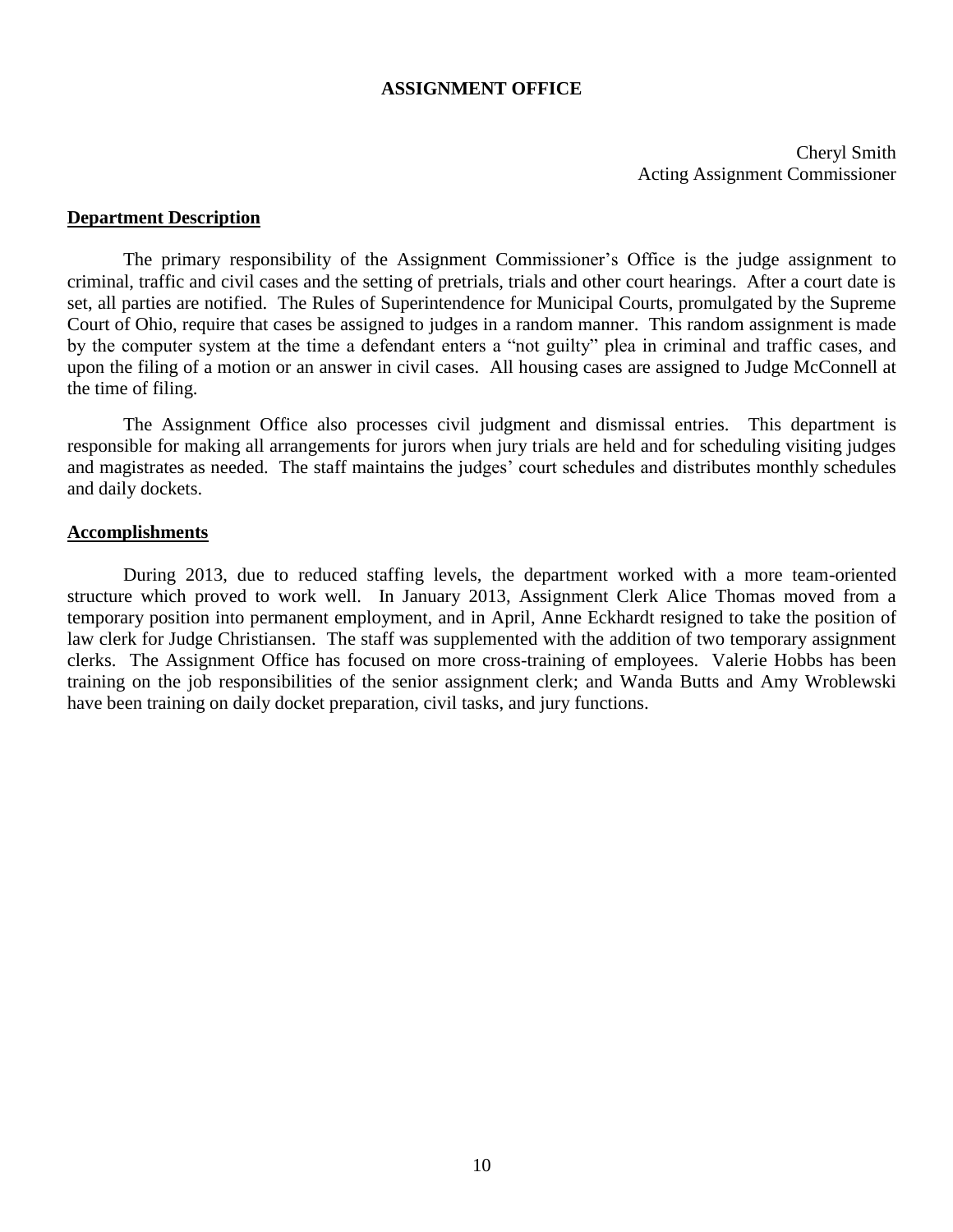# ASSIGNMENT OFFICE

Cheryl Smith
Acting Assignment Commissioner

## Department Description

The primary responsibility of the Assignment Commissioner's Office is the judge assignment to criminal, traffic and civil cases and the setting of pretrials, trials and other court hearings. After a court date is set, all parties are notified. The Rules of Superintendence for Municipal Courts, promulgated by the Supreme Court of Ohio, require that cases be assigned to judges in a random manner. This random assignment is made by the computer system at the time a defendant enters a "not guilty" plea in criminal and traffic cases, and upon the filing of a motion or an answer in civil cases. All housing cases are assigned to Judge McConnell at the time of filing.

The Assignment Office also processes civil judgment and dismissal entries. This department is responsible for making all arrangements for jurors when jury trials are held and for scheduling visiting judges and magistrates as needed. The staff maintains the judges' court schedules and distributes monthly schedules and daily dockets.

## Accomplishments

During 2013, due to reduced staffing levels, the department worked with a more team-oriented structure which proved to work well. In January 2013, Assignment Clerk Alice Thomas moved from a temporary position into permanent employment, and in April, Anne Eckhardt resigned to take the position of law clerk for Judge Christiansen. The staff was supplemented with the addition of two temporary assignment clerks. The Assignment Office has focused on more cross-training of employees. Valerie Hobbs has been training on the job responsibilities of the senior assignment clerk; and Wanda Butts and Amy Wroblewski have been training on daily docket preparation, civil tasks, and jury functions.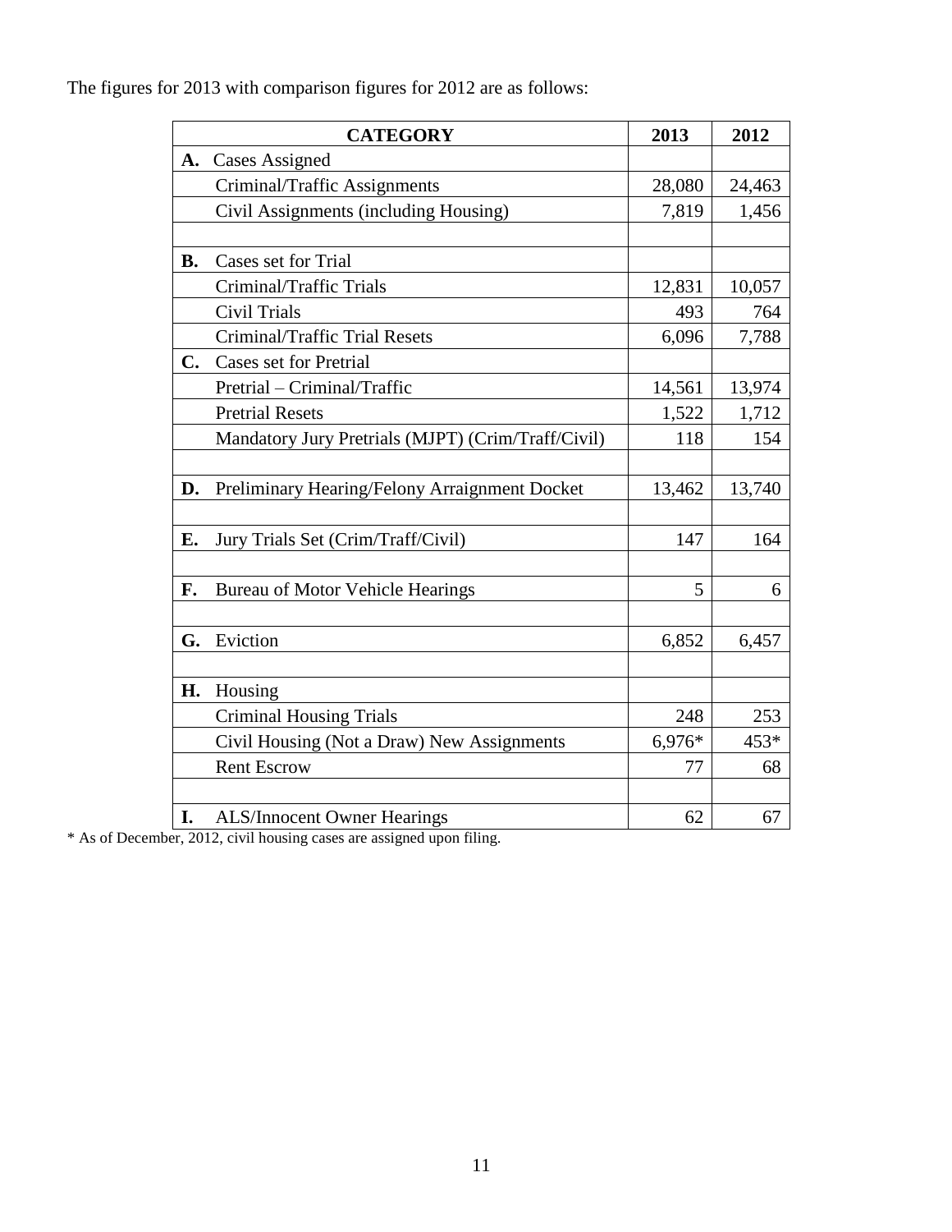The figures for 2013 with comparison figures for 2012 are as follows:

| CATEGORY | | 2013 | 2012 |
|---|---|---|---|
| **A.** | Cases Assigned | | |
| | Criminal/Traffic Assignments | 28,080 | 24,463 |
| | Civil Assignments (including Housing) | 7,819 | 1,456 |
| | | | |
| **B.** | Cases set for Trial | | |
| | Criminal/Traffic Trials | 12,831 | 10,057 |
| | Civil Trials | 493 | 764 |
| | Criminal/Traffic Trial Resets | 6,096 | 7,788 |
| **C.** | Cases set for Pretrial | | |
| | Pretrial – Criminal/Traffic | 14,561 | 13,974 |
| | Pretrial Resets | 1,522 | 1,712 |
| | Mandatory Jury Pretrials (MJPT) (Crim/Traff/Civil) | 118 | 154 |
| | | | |
| **D.** | Preliminary Hearing/Felony Arraignment Docket | 13,462 | 13,740 |
| | | | |
| **E.** | Jury Trials Set (Crim/Traff/Civil) | 147 | 164 |
| | | | |
| **F.** | Bureau of Motor Vehicle Hearings | 5 | 6 |
| | | | |
| **G.** | Eviction | 6,852 | 6,457 |
| | | | |
| **H.** | Housing | | |
| | Criminal Housing Trials | 248 | 253 |
| | Civil Housing (Not a Draw) New Assignments | 6,976* | 453* |
| | Rent Escrow | 77 | 68 |
| | | | |
| **I.** | ALS/Innocent Owner Hearings | 62 | 67 |

* As of December, 2012, civil housing cases are assigned upon filing.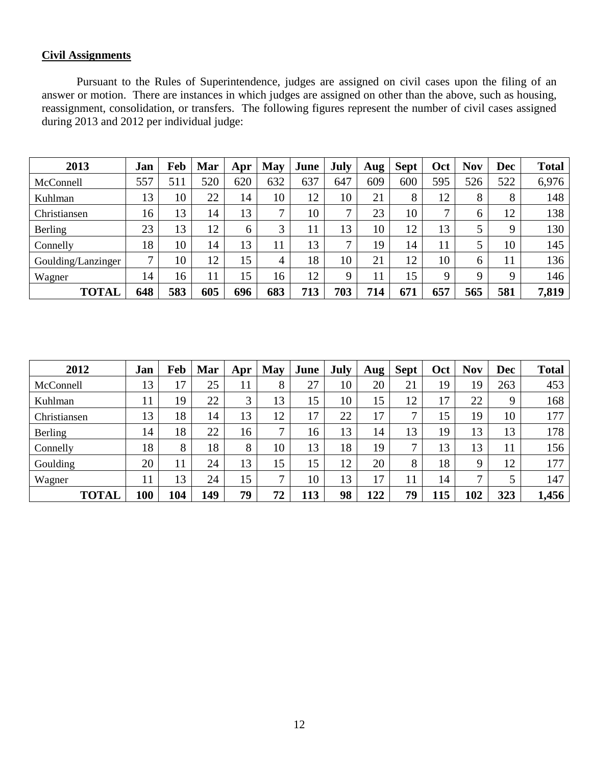**Civil Assignments**

Pursuant to the Rules of Superintendence, judges are assigned on civil cases upon the filing of an answer or motion. There are instances in which judges are assigned on other than the above, such as housing, reassignment, consolidation, or transfers. The following figures represent the number of civil cases assigned during 2013 and 2012 per individual judge:

| 2013 | Jan | Feb | Mar | Apr | May | June | July | Aug | Sept | Oct | Nov | Dec | Total |
|---|---|---|---|---|---|---|---|---|---|---|---|---|---|
| McConnell | 557 | 511 | 520 | 620 | 632 | 637 | 647 | 609 | 600 | 595 | 526 | 522 | 6,976 |
| Kuhlman | 13 | 10 | 22 | 14 | 10 | 12 | 10 | 21 | 8 | 12 | 8 | 8 | 148 |
| Christiansen | 16 | 13 | 14 | 13 | 7 | 10 | 7 | 23 | 10 | 7 | 6 | 12 | 138 |
| Berling | 23 | 13 | 12 | 6 | 3 | 11 | 13 | 10 | 12 | 13 | 5 | 9 | 130 |
| Connelly | 18 | 10 | 14 | 13 | 11 | 13 | 7 | 19 | 14 | 11 | 5 | 10 | 145 |
| Goulding/Lanzinger | 7 | 10 | 12 | 15 | 4 | 18 | 10 | 21 | 12 | 10 | 6 | 11 | 136 |
| Wagner | 14 | 16 | 11 | 15 | 16 | 12 | 9 | 11 | 15 | 9 | 9 | 9 | 146 |
| **TOTAL** | **648** | **583** | **605** | **696** | **683** | **713** | **703** | **714** | **671** | **657** | **565** | **581** | **7,819** |

| 2012 | Jan | Feb | Mar | Apr | May | June | July | Aug | Sept | Oct | Nov | Dec | Total |
|---|---|---|---|---|---|---|---|---|---|---|---|---|---|
| McConnell | 13 | 17 | 25 | 11 | 8 | 27 | 10 | 20 | 21 | 19 | 19 | 263 | 453 |
| Kuhlman | 11 | 19 | 22 | 3 | 13 | 15 | 10 | 15 | 12 | 17 | 22 | 9 | 168 |
| Christiansen | 13 | 18 | 14 | 13 | 12 | 17 | 22 | 17 | 7 | 15 | 19 | 10 | 177 |
| Berling | 14 | 18 | 22 | 16 | 7 | 16 | 13 | 14 | 13 | 19 | 13 | 13 | 178 |
| Connelly | 18 | 8 | 18 | 8 | 10 | 13 | 18 | 19 | 7 | 13 | 13 | 11 | 156 |
| Goulding | 20 | 11 | 24 | 13 | 15 | 15 | 12 | 20 | 8 | 18 | 9 | 12 | 177 |
| Wagner | 11 | 13 | 24 | 15 | 7 | 10 | 13 | 17 | 11 | 14 | 7 | 5 | 147 |
| **TOTAL** | **100** | **104** | **149** | **79** | **72** | **113** | **98** | **122** | **79** | **115** | **102** | **323** | **1,456** |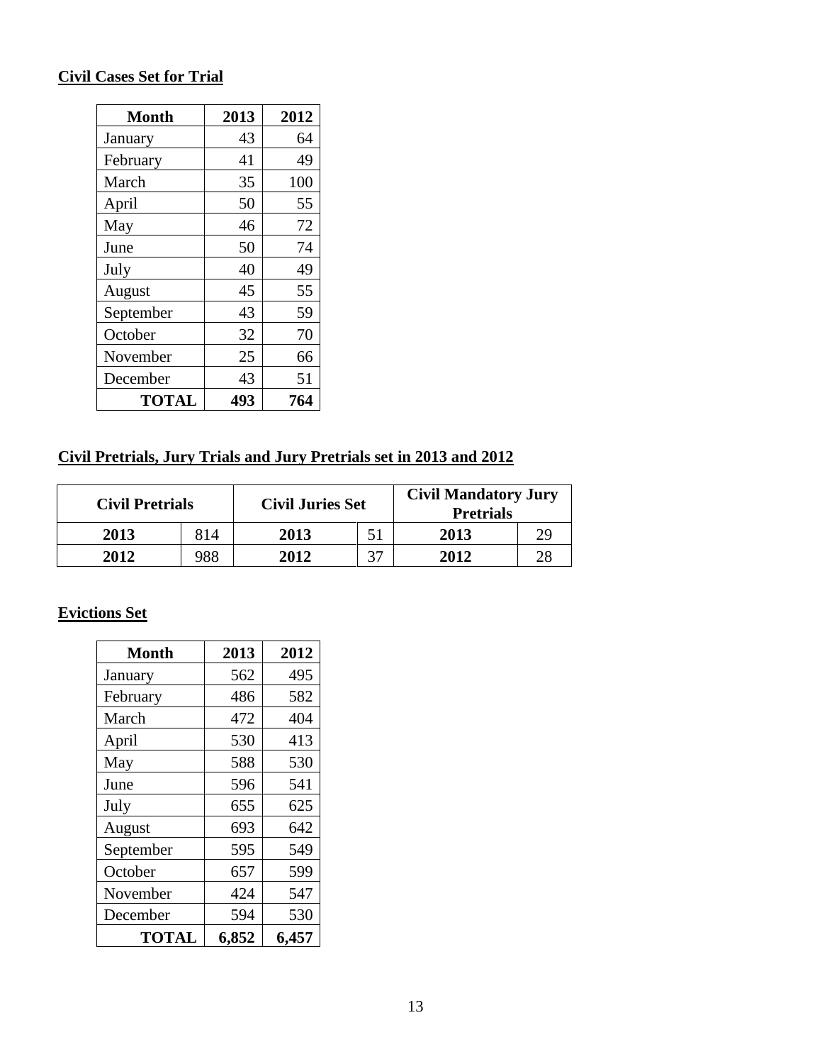**Civil Cases Set for Trial**

| Month | 2013 | 2012 |
|---|---|---|
| January | 43 | 64 |
| February | 41 | 49 |
| March | 35 | 100 |
| April | 50 | 55 |
| May | 46 | 72 |
| June | 50 | 74 |
| July | 40 | 49 |
| August | 45 | 55 |
| September | 43 | 59 |
| October | 32 | 70 |
| November | 25 | 66 |
| December | 43 | 51 |
| **TOTAL** | **493** | **764** |

**Civil Pretrials, Jury Trials and Jury Pretrials set in 2013 and 2012**

| Civil Pretrials | | Civil Juries Set | | Civil Mandatory Jury Pretrials | |
|---|---|---|---|---|---|
| **2013** | 814 | **2013** | 51 | **2013** | 29 |
| **2012** | 988 | **2012** | 37 | **2012** | 28 |

**Evictions Set**

| Month | 2013 | 2012 |
|---|---|---|
| January | 562 | 495 |
| February | 486 | 582 |
| March | 472 | 404 |
| April | 530 | 413 |
| May | 588 | 530 |
| June | 596 | 541 |
| July | 655 | 625 |
| August | 693 | 642 |
| September | 595 | 549 |
| October | 657 | 599 |
| November | 424 | 547 |
| December | 594 | 530 |
| **TOTAL** | **6,852** | **6,457** |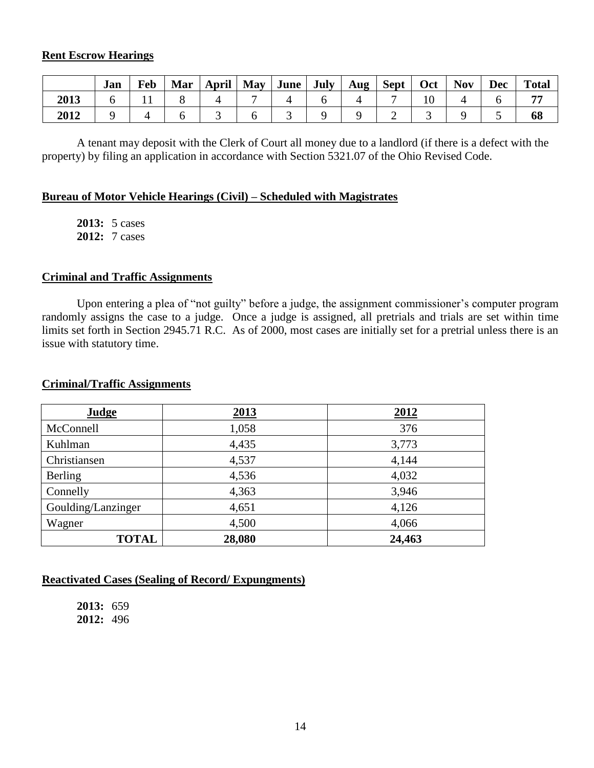## Rent Escrow Hearings

| | Jan | Feb | Mar | April | May | June | July | Aug | Sept | Oct | Nov | Dec | Total |
|---|---|---|---|---|---|---|---|---|---|---|---|---|---|
| **2013** | 6 | 11 | 8 | 4 | 7 | 4 | 6 | 4 | 7 | 10 | 4 | 6 | **77** |
| **2012** | 9 | 4 | 6 | 3 | 6 | 3 | 9 | 9 | 2 | 3 | 9 | 5 | **68** |

A tenant may deposit with the Clerk of Court all money due to a landlord (if there is a defect with the property) by filing an application in accordance with Section 5321.07 of the Ohio Revised Code.

## Bureau of Motor Vehicle Hearings (Civil) – Scheduled with Magistrates

**2013:** 5 cases
**2012:** 7 cases

## Criminal and Traffic Assignments

Upon entering a plea of "not guilty" before a judge, the assignment commissioner's computer program randomly assigns the case to a judge. Once a judge is assigned, all pretrials and trials are set within time limits set forth in Section 2945.71 R.C. As of 2000, most cases are initially set for a pretrial unless there is an issue with statutory time.

## Criminal/Traffic Assignments

| Judge | 2013 | 2012 |
|---|---|---|
| McConnell | 1,058 | 376 |
| Kuhlman | 4,435 | 3,773 |
| Christiansen | 4,537 | 4,144 |
| Berling | 4,536 | 4,032 |
| Connelly | 4,363 | 3,946 |
| Goulding/Lanzinger | 4,651 | 4,126 |
| Wagner | 4,500 | 4,066 |
| **TOTAL** | **28,080** | **24,463** |

## Reactivated Cases (Sealing of Record/ Expungments)

**2013:** 659
**2012:** 496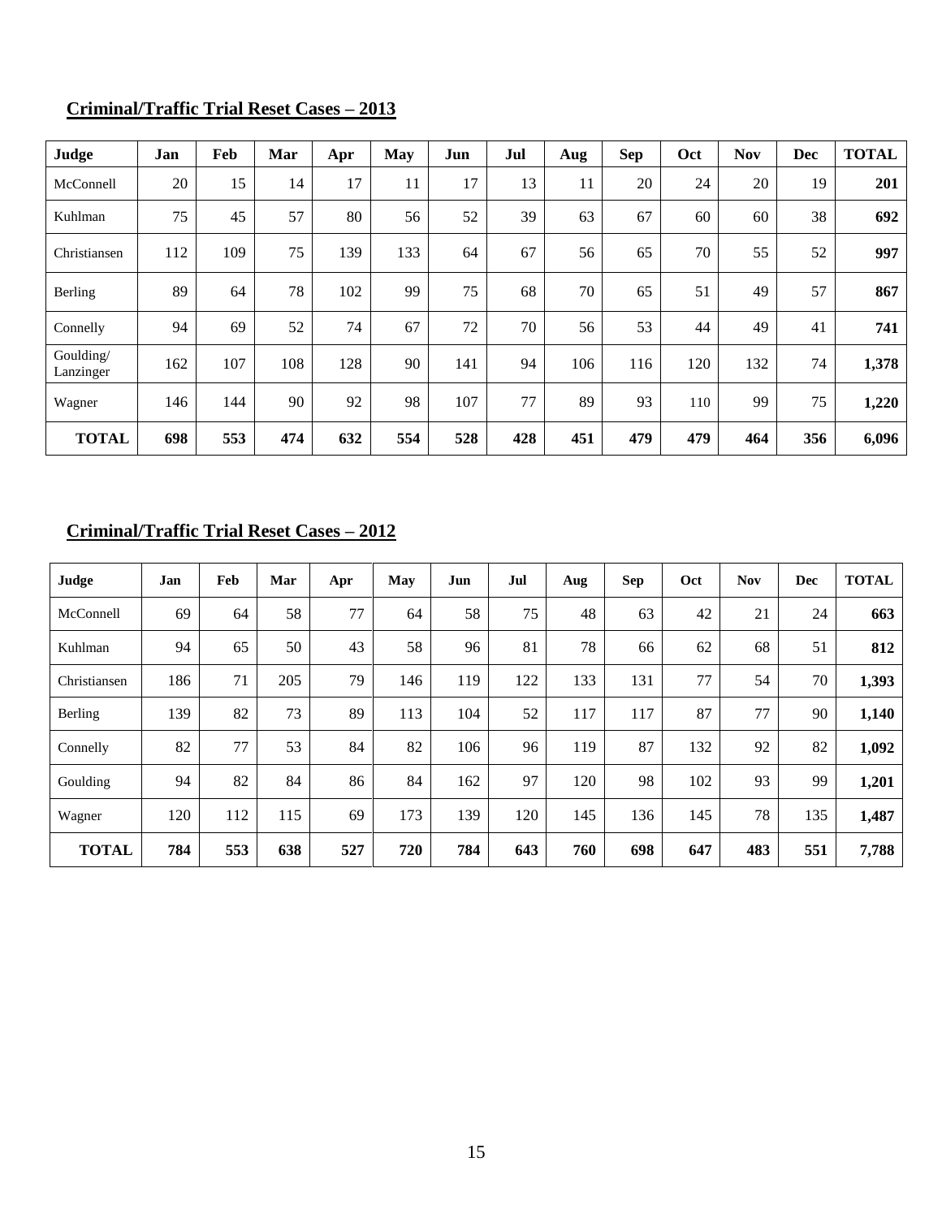**Criminal/Traffic Trial Reset Cases – 2013**

| Judge | Jan | Feb | Mar | Apr | May | Jun | Jul | Aug | Sep | Oct | Nov | Dec | TOTAL |
|---|---|---|---|---|---|---|---|---|---|---|---|---|---|
| McConnell | 20 | 15 | 14 | 17 | 11 | 17 | 13 | 11 | 20 | 24 | 20 | 19 | **201** |
| Kuhlman | 75 | 45 | 57 | 80 | 56 | 52 | 39 | 63 | 67 | 60 | 60 | 38 | **692** |
| Christiansen | 112 | 109 | 75 | 139 | 133 | 64 | 67 | 56 | 65 | 70 | 55 | 52 | **997** |
| Berling | 89 | 64 | 78 | 102 | 99 | 75 | 68 | 70 | 65 | 51 | 49 | 57 | **867** |
| Connelly | 94 | 69 | 52 | 74 | 67 | 72 | 70 | 56 | 53 | 44 | 49 | 41 | **741** |
| Goulding/ Lanzinger | 162 | 107 | 108 | 128 | 90 | 141 | 94 | 106 | 116 | 120 | 132 | 74 | **1,378** |
| Wagner | 146 | 144 | 90 | 92 | 98 | 107 | 77 | 89 | 93 | 110 | 99 | 75 | **1,220** |
| **TOTAL** | **698** | **553** | **474** | **632** | **554** | **528** | **428** | **451** | **479** | **479** | **464** | **356** | **6,096** |

**Criminal/Traffic Trial Reset Cases – 2012**

| Judge | Jan | Feb | Mar | Apr | May | Jun | Jul | Aug | Sep | Oct | Nov | Dec | TOTAL |
|---|---|---|---|---|---|---|---|---|---|---|---|---|---|
| McConnell | 69 | 64 | 58 | 77 | 64 | 58 | 75 | 48 | 63 | 42 | 21 | 24 | **663** |
| Kuhlman | 94 | 65 | 50 | 43 | 58 | 96 | 81 | 78 | 66 | 62 | 68 | 51 | **812** |
| Christiansen | 186 | 71 | 205 | 79 | 146 | 119 | 122 | 133 | 131 | 77 | 54 | 70 | **1,393** |
| Berling | 139 | 82 | 73 | 89 | 113 | 104 | 52 | 117 | 117 | 87 | 77 | 90 | **1,140** |
| Connelly | 82 | 77 | 53 | 84 | 82 | 106 | 96 | 119 | 87 | 132 | 92 | 82 | **1,092** |
| Goulding | 94 | 82 | 84 | 86 | 84 | 162 | 97 | 120 | 98 | 102 | 93 | 99 | **1,201** |
| Wagner | 120 | 112 | 115 | 69 | 173 | 139 | 120 | 145 | 136 | 145 | 78 | 135 | **1,487** |
| **TOTAL** | **784** | **553** | **638** | **527** | **720** | **784** | **643** | **760** | **698** | **647** | **483** | **551** | **7,788** |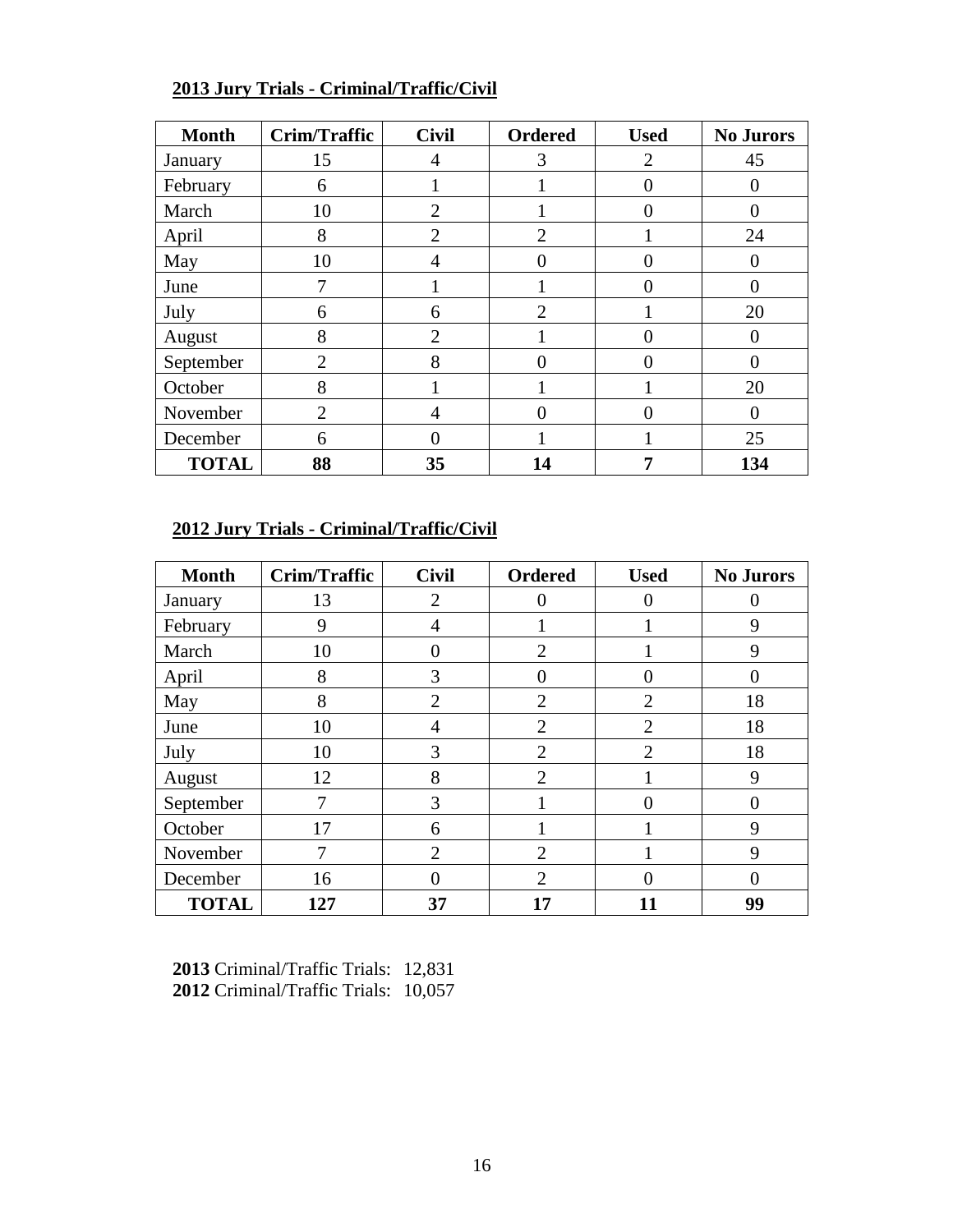**2013 Jury Trials - Criminal/Traffic/Civil**

| Month | Crim/Traffic | Civil | Ordered | Used | No Jurors |
|---|---|---|---|---|---|
| January | 15 | 4 | 3 | 2 | 45 |
| February | 6 | 1 | 1 | 0 | 0 |
| March | 10 | 2 | 1 | 0 | 0 |
| April | 8 | 2 | 2 | 1 | 24 |
| May | 10 | 4 | 0 | 0 | 0 |
| June | 7 | 1 | 1 | 0 | 0 |
| July | 6 | 6 | 2 | 1 | 20 |
| August | 8 | 2 | 1 | 0 | 0 |
| September | 2 | 8 | 0 | 0 | 0 |
| October | 8 | 1 | 1 | 1 | 20 |
| November | 2 | 4 | 0 | 0 | 0 |
| December | 6 | 0 | 1 | 1 | 25 |
| **TOTAL** | **88** | **35** | **14** | **7** | **134** |

**2012 Jury Trials - Criminal/Traffic/Civil**

| Month | Crim/Traffic | Civil | Ordered | Used | No Jurors |
|---|---|---|---|---|---|
| January | 13 | 2 | 0 | 0 | 0 |
| February | 9 | 4 | 1 | 1 | 9 |
| March | 10 | 0 | 2 | 1 | 9 |
| April | 8 | 3 | 0 | 0 | 0 |
| May | 8 | 2 | 2 | 2 | 18 |
| June | 10 | 4 | 2 | 2 | 18 |
| July | 10 | 3 | 2 | 2 | 18 |
| August | 12 | 8 | 2 | 1 | 9 |
| September | 7 | 3 | 1 | 0 | 0 |
| October | 17 | 6 | 1 | 1 | 9 |
| November | 7 | 2 | 2 | 1 | 9 |
| December | 16 | 0 | 2 | 0 | 0 |
| **TOTAL** | **127** | **37** | **17** | **11** | **99** |

**2013** Criminal/Traffic Trials: 12,831
**2012** Criminal/Traffic Trials: 10,057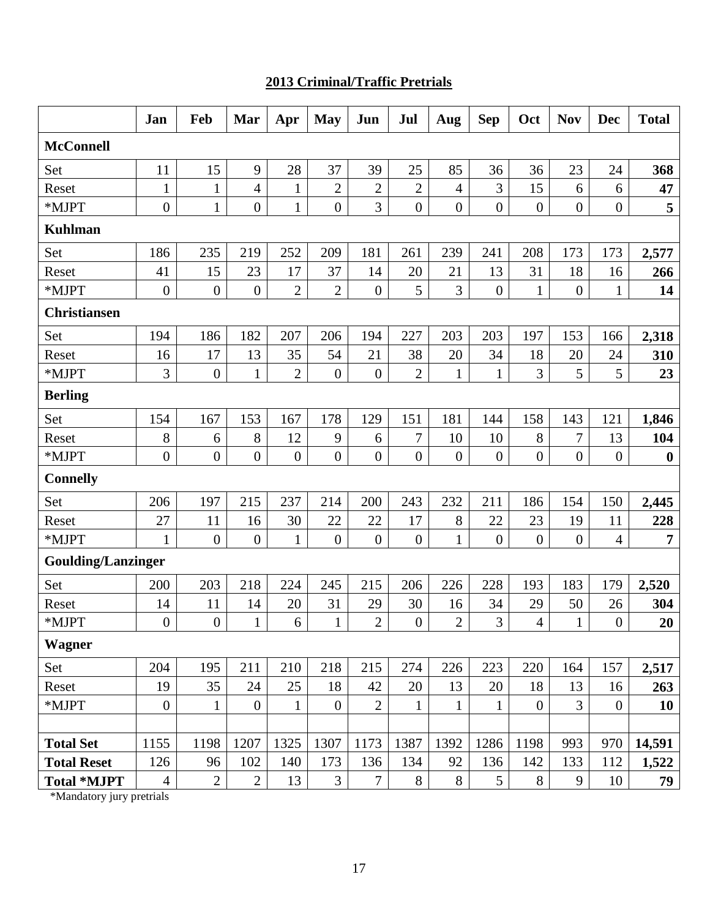## 2013 Criminal/Traffic Pretrials

| | Jan | Feb | Mar | Apr | May | Jun | Jul | Aug | Sep | Oct | Nov | Dec | Total |
|---|---|---|---|---|---|---|---|---|---|---|---|---|---|
| **McConnell** | | | | | | | | | | | | | |
| Set | 11 | 15 | 9 | 28 | 37 | 39 | 25 | 85 | 36 | 36 | 23 | 24 | **368** |
| Reset | 1 | 1 | 4 | 1 | 2 | 2 | 2 | 4 | 3 | 15 | 6 | 6 | **47** |
| *MJPT | 0 | 1 | 0 | 1 | 0 | 3 | 0 | 0 | 0 | 0 | 0 | 0 | **5** |
| **Kuhlman** | | | | | | | | | | | | | |
| Set | 186 | 235 | 219 | 252 | 209 | 181 | 261 | 239 | 241 | 208 | 173 | 173 | **2,577** |
| Reset | 41 | 15 | 23 | 17 | 37 | 14 | 20 | 21 | 13 | 31 | 18 | 16 | **266** |
| *MJPT | 0 | 0 | 0 | 2 | 2 | 0 | 5 | 3 | 0 | 1 | 0 | 1 | **14** |
| **Christiansen** | | | | | | | | | | | | | |
| Set | 194 | 186 | 182 | 207 | 206 | 194 | 227 | 203 | 203 | 197 | 153 | 166 | **2,318** |
| Reset | 16 | 17 | 13 | 35 | 54 | 21 | 38 | 20 | 34 | 18 | 20 | 24 | **310** |
| *MJPT | 3 | 0 | 1 | 2 | 0 | 0 | 2 | 1 | 1 | 3 | 5 | 5 | **23** |
| **Berling** | | | | | | | | | | | | | |
| Set | 154 | 167 | 153 | 167 | 178 | 129 | 151 | 181 | 144 | 158 | 143 | 121 | **1,846** |
| Reset | 8 | 6 | 8 | 12 | 9 | 6 | 7 | 10 | 10 | 8 | 7 | 13 | **104** |
| *MJPT | 0 | 0 | 0 | 0 | 0 | 0 | 0 | 0 | 0 | 0 | 0 | 0 | **0** |
| **Connelly** | | | | | | | | | | | | | |
| Set | 206 | 197 | 215 | 237 | 214 | 200 | 243 | 232 | 211 | 186 | 154 | 150 | **2,445** |
| Reset | 27 | 11 | 16 | 30 | 22 | 22 | 17 | 8 | 22 | 23 | 19 | 11 | **228** |
| *MJPT | 1 | 0 | 0 | 1 | 0 | 0 | 0 | 1 | 0 | 0 | 0 | 4 | **7** |
| **Goulding/Lanzinger** | | | | | | | | | | | | | |
| Set | 200 | 203 | 218 | 224 | 245 | 215 | 206 | 226 | 228 | 193 | 183 | 179 | **2,520** |
| Reset | 14 | 11 | 14 | 20 | 31 | 29 | 30 | 16 | 34 | 29 | 50 | 26 | **304** |
| *MJPT | 0 | 0 | 1 | 6 | 1 | 2 | 0 | 2 | 3 | 4 | 1 | 0 | **20** |
| **Wagner** | | | | | | | | | | | | | |
| Set | 204 | 195 | 211 | 210 | 218 | 215 | 274 | 226 | 223 | 220 | 164 | 157 | **2,517** |
| Reset | 19 | 35 | 24 | 25 | 18 | 42 | 20 | 13 | 20 | 18 | 13 | 16 | **263** |
| *MJPT | 0 | 1 | 0 | 1 | 0 | 2 | 1 | 1 | 1 | 0 | 3 | 0 | **10** |
| | | | | | | | | | | | | | |
| **Total Set** | 1155 | 1198 | 1207 | 1325 | 1307 | 1173 | 1387 | 1392 | 1286 | 1198 | 993 | 970 | **14,591** |
| **Total Reset** | 126 | 96 | 102 | 140 | 173 | 136 | 134 | 92 | 136 | 142 | 133 | 112 | **1,522** |
| **Total *MJPT** | 4 | 2 | 2 | 13 | 3 | 7 | 8 | 8 | 5 | 8 | 9 | 10 | **79** |

*Mandatory jury pretrials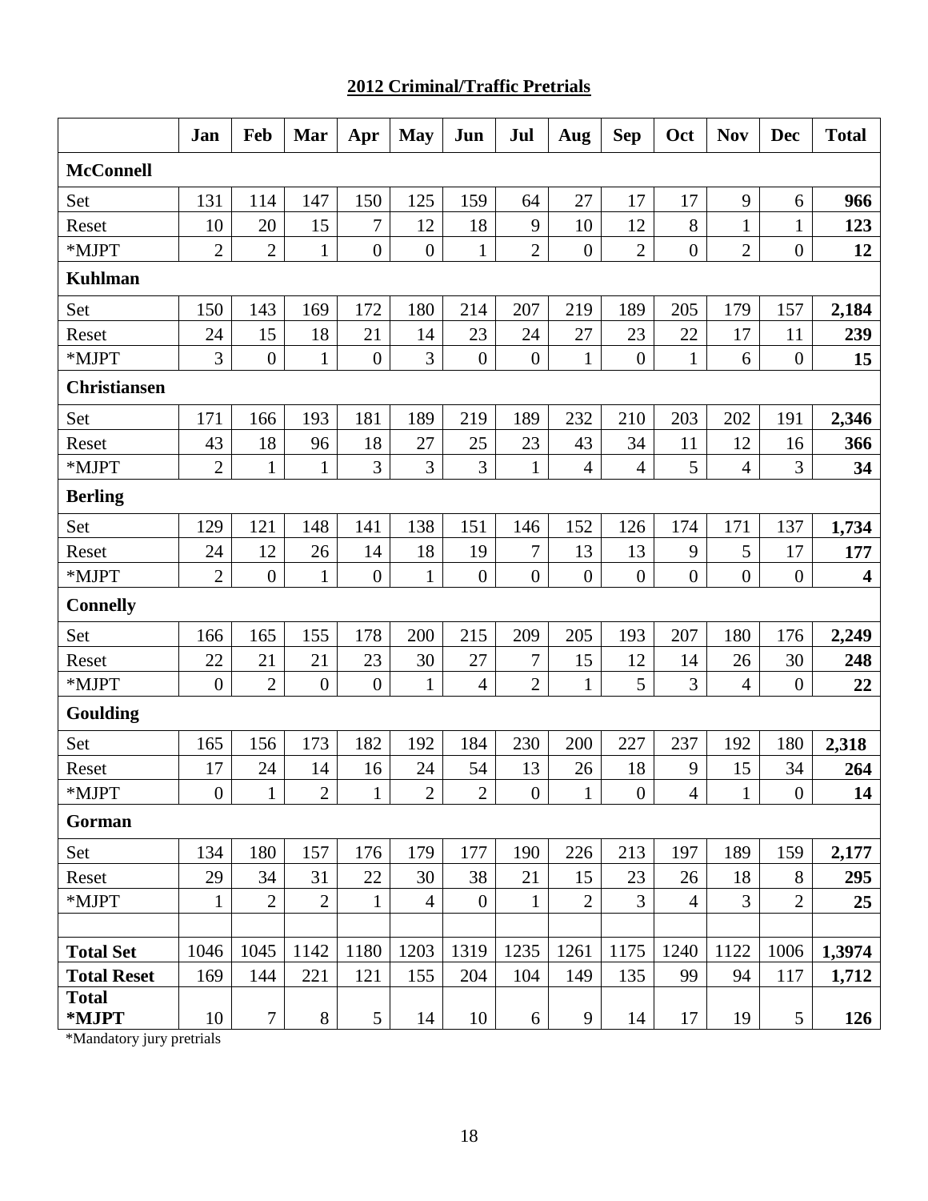## 2012 Criminal/Traffic Pretrials

| | Jan | Feb | Mar | Apr | May | Jun | Jul | Aug | Sep | Oct | Nov | Dec | Total |
|---|---|---|---|---|---|---|---|---|---|---|---|---|---|
| **McConnell** | | | | | | | | | | | | | |
| Set | 131 | 114 | 147 | 150 | 125 | 159 | 64 | 27 | 17 | 17 | 9 | 6 | **966** |
| Reset | 10 | 20 | 15 | 7 | 12 | 18 | 9 | 10 | 12 | 8 | 1 | 1 | **123** |
| *MJPT | 2 | 2 | 1 | 0 | 0 | 1 | 2 | 0 | 2 | 0 | 2 | 0 | **12** |
| **Kuhlman** | | | | | | | | | | | | | |
| Set | 150 | 143 | 169 | 172 | 180 | 214 | 207 | 219 | 189 | 205 | 179 | 157 | **2,184** |
| Reset | 24 | 15 | 18 | 21 | 14 | 23 | 24 | 27 | 23 | 22 | 17 | 11 | **239** |
| *MJPT | 3 | 0 | 1 | 0 | 3 | 0 | 0 | 1 | 0 | 1 | 6 | 0 | **15** |
| **Christiansen** | | | | | | | | | | | | | |
| Set | 171 | 166 | 193 | 181 | 189 | 219 | 189 | 232 | 210 | 203 | 202 | 191 | **2,346** |
| Reset | 43 | 18 | 96 | 18 | 27 | 25 | 23 | 43 | 34 | 11 | 12 | 16 | **366** |
| *MJPT | 2 | 1 | 1 | 3 | 3 | 3 | 1 | 4 | 4 | 5 | 4 | 3 | **34** |
| **Berling** | | | | | | | | | | | | | |
| Set | 129 | 121 | 148 | 141 | 138 | 151 | 146 | 152 | 126 | 174 | 171 | 137 | **1,734** |
| Reset | 24 | 12 | 26 | 14 | 18 | 19 | 7 | 13 | 13 | 9 | 5 | 17 | **177** |
| *MJPT | 2 | 0 | 1 | 0 | 1 | 0 | 0 | 0 | 0 | 0 | 0 | 0 | **4** |
| **Connelly** | | | | | | | | | | | | | |
| Set | 166 | 165 | 155 | 178 | 200 | 215 | 209 | 205 | 193 | 207 | 180 | 176 | **2,249** |
| Reset | 22 | 21 | 21 | 23 | 30 | 27 | 7 | 15 | 12 | 14 | 26 | 30 | **248** |
| *MJPT | 0 | 2 | 0 | 0 | 1 | 4 | 2 | 1 | 5 | 3 | 4 | 0 | **22** |
| **Goulding** | | | | | | | | | | | | | |
| Set | 165 | 156 | 173 | 182 | 192 | 184 | 230 | 200 | 227 | 237 | 192 | 180 | **2,318** |
| Reset | 17 | 24 | 14 | 16 | 24 | 54 | 13 | 26 | 18 | 9 | 15 | 34 | **264** |
| *MJPT | 0 | 1 | 2 | 1 | 2 | 2 | 0 | 1 | 0 | 4 | 1 | 0 | **14** |
| **Gorman** | | | | | | | | | | | | | |
| Set | 134 | 180 | 157 | 176 | 179 | 177 | 190 | 226 | 213 | 197 | 189 | 159 | **2,177** |
| Reset | 29 | 34 | 31 | 22 | 30 | 38 | 21 | 15 | 23 | 26 | 18 | 8 | **295** |
| *MJPT | 1 | 2 | 2 | 1 | 4 | 0 | 1 | 2 | 3 | 4 | 3 | 2 | **25** |
| | | | | | | | | | | | | | |
| **Total Set** | 1046 | 1045 | 1142 | 1180 | 1203 | 1319 | 1235 | 1261 | 1175 | 1240 | 1122 | 1006 | **1,3974** |
| **Total Reset** | 169 | 144 | 221 | 121 | 155 | 204 | 104 | 149 | 135 | 99 | 94 | 117 | **1,712** |
| **Total *MJPT** | 10 | 7 | 8 | 5 | 14 | 10 | 6 | 9 | 14 | 17 | 19 | 5 | **126** |

*Mandatory jury pretrials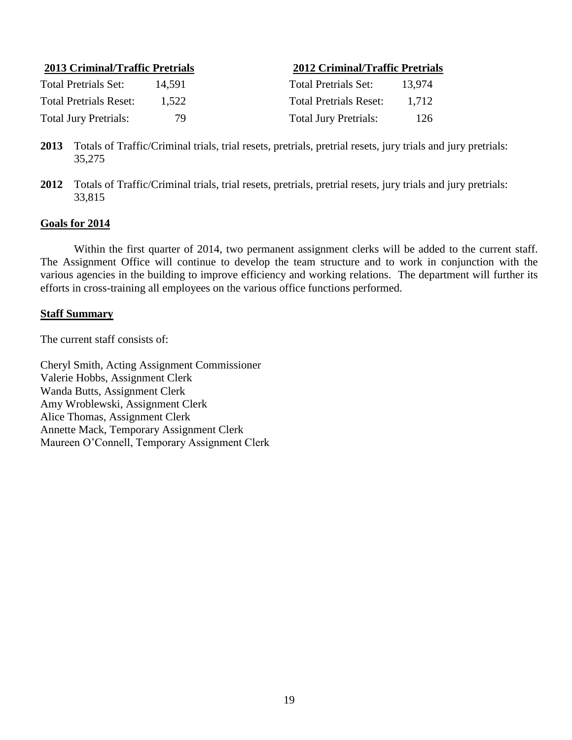**2013 Criminal/Traffic Pretrials**

| | |
|---|---|
| Total Pretrials Set: | 14,591 |
| Total Pretrials Reset: | 1,522 |
| Total Jury Pretrials: | 79 |

**2012 Criminal/Traffic Pretrials**

| | |
|---|---|
| Total Pretrials Set: | 13,974 |
| Total Pretrials Reset: | 1,712 |
| Total Jury Pretrials: | 126 |

**2013** Totals of Traffic/Criminal trials, trial resets, pretrials, pretrial resets, jury trials and jury pretrials: 35,275

**2012** Totals of Traffic/Criminal trials, trial resets, pretrials, pretrial resets, jury trials and jury pretrials: 33,815

## Goals for 2014

Within the first quarter of 2014, two permanent assignment clerks will be added to the current staff. The Assignment Office will continue to develop the team structure and to work in conjunction with the various agencies in the building to improve efficiency and working relations. The department will further its efforts in cross-training all employees on the various office functions performed.

## Staff Summary

The current staff consists of:

Cheryl Smith, Acting Assignment Commissioner
Valerie Hobbs, Assignment Clerk
Wanda Butts, Assignment Clerk
Amy Wroblewski, Assignment Clerk
Alice Thomas, Assignment Clerk
Annette Mack, Temporary Assignment Clerk
Maureen O'Connell, Temporary Assignment Clerk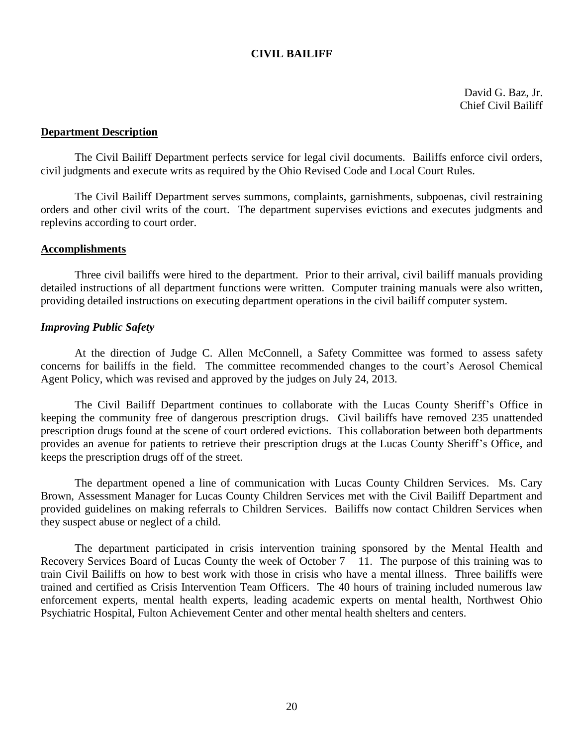# CIVIL BAILIFF

David G. Baz, Jr.
Chief Civil Bailiff

## Department Description

The Civil Bailiff Department perfects service for legal civil documents. Bailiffs enforce civil orders, civil judgments and execute writs as required by the Ohio Revised Code and Local Court Rules.

The Civil Bailiff Department serves summons, complaints, garnishments, subpoenas, civil restraining orders and other civil writs of the court. The department supervises evictions and executes judgments and replevins according to court order.

## Accomplishments

Three civil bailiffs were hired to the department. Prior to their arrival, civil bailiff manuals providing detailed instructions of all department functions were written. Computer training manuals were also written, providing detailed instructions on executing department operations in the civil bailiff computer system.

### *Improving Public Safety*

At the direction of Judge C. Allen McConnell, a Safety Committee was formed to assess safety concerns for bailiffs in the field. The committee recommended changes to the court's Aerosol Chemical Agent Policy, which was revised and approved by the judges on July 24, 2013.

The Civil Bailiff Department continues to collaborate with the Lucas County Sheriff's Office in keeping the community free of dangerous prescription drugs. Civil bailiffs have removed 235 unattended prescription drugs found at the scene of court ordered evictions. This collaboration between both departments provides an avenue for patients to retrieve their prescription drugs at the Lucas County Sheriff's Office, and keeps the prescription drugs off of the street.

The department opened a line of communication with Lucas County Children Services. Ms. Cary Brown, Assessment Manager for Lucas County Children Services met with the Civil Bailiff Department and provided guidelines on making referrals to Children Services. Bailiffs now contact Children Services when they suspect abuse or neglect of a child.

The department participated in crisis intervention training sponsored by the Mental Health and Recovery Services Board of Lucas County the week of October 7 – 11. The purpose of this training was to train Civil Bailiffs on how to best work with those in crisis who have a mental illness. Three bailiffs were trained and certified as Crisis Intervention Team Officers. The 40 hours of training included numerous law enforcement experts, mental health experts, leading academic experts on mental health, Northwest Ohio Psychiatric Hospital, Fulton Achievement Center and other mental health shelters and centers.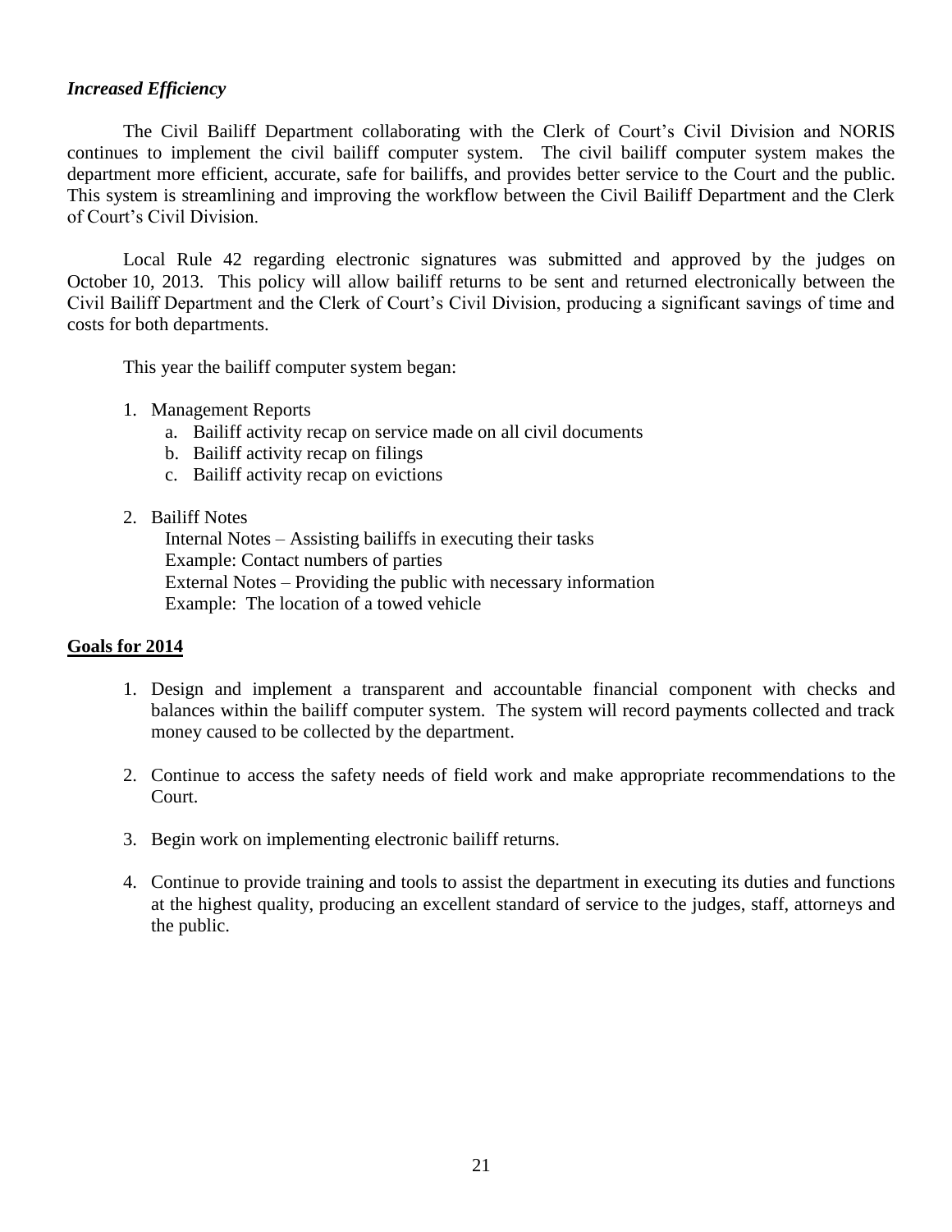### *Increased Efficiency*

The Civil Bailiff Department collaborating with the Clerk of Court's Civil Division and NORIS continues to implement the civil bailiff computer system. The civil bailiff computer system makes the department more efficient, accurate, safe for bailiffs, and provides better service to the Court and the public. This system is streamlining and improving the workflow between the Civil Bailiff Department and the Clerk of Court's Civil Division.

Local Rule 42 regarding electronic signatures was submitted and approved by the judges on October 10, 2013. This policy will allow bailiff returns to be sent and returned electronically between the Civil Bailiff Department and the Clerk of Court's Civil Division, producing a significant savings of time and costs for both departments.

This year the bailiff computer system began:

1. Management Reports
   a. Bailiff activity recap on service made on all civil documents
   b. Bailiff activity recap on filings
   c. Bailiff activity recap on evictions

2. Bailiff Notes
   Internal Notes – Assisting bailiffs in executing their tasks
   Example: Contact numbers of parties
   External Notes – Providing the public with necessary information
   Example: The location of a towed vehicle

## Goals for 2014

1. Design and implement a transparent and accountable financial component with checks and balances within the bailiff computer system. The system will record payments collected and track money caused to be collected by the department.

2. Continue to access the safety needs of field work and make appropriate recommendations to the Court.

3. Begin work on implementing electronic bailiff returns.

4. Continue to provide training and tools to assist the department in executing its duties and functions at the highest quality, producing an excellent standard of service to the judges, staff, attorneys and the public.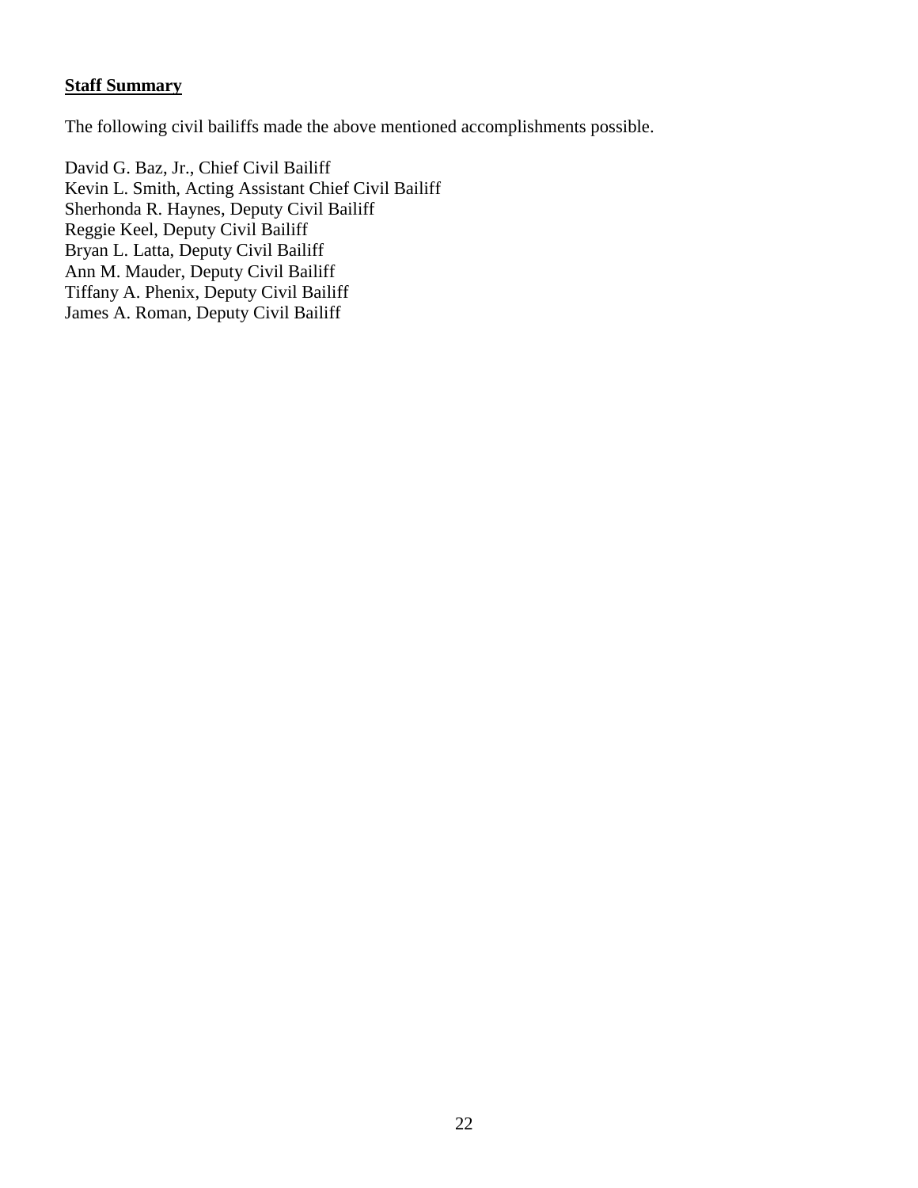**Staff Summary**

The following civil bailiffs made the above mentioned accomplishments possible.

David G. Baz, Jr., Chief Civil Bailiff
Kevin L. Smith, Acting Assistant Chief Civil Bailiff
Sherhonda R. Haynes, Deputy Civil Bailiff
Reggie Keel, Deputy Civil Bailiff
Bryan L. Latta, Deputy Civil Bailiff
Ann M. Mauder, Deputy Civil Bailiff
Tiffany A. Phenix, Deputy Civil Bailiff
James A. Roman, Deputy Civil Bailiff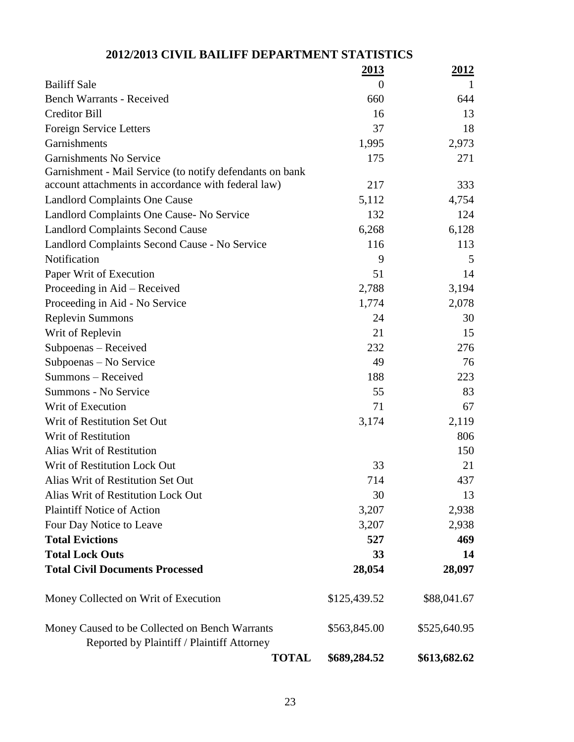## 2012/2013 CIVIL BAILIFF DEPARTMENT STATISTICS

| | 2013 | 2012 |
|---|---|---|
| Bailiff Sale | 0 | 1 |
| Bench Warrants - Received | 660 | 644 |
| Creditor Bill | 16 | 13 |
| Foreign Service Letters | 37 | 18 |
| Garnishments | 1,995 | 2,973 |
| Garnishments No Service | 175 | 271 |
| Garnishment - Mail Service (to notify defendants on bank account attachments in accordance with federal law) | 217 | 333 |
| Landlord Complaints One Cause | 5,112 | 4,754 |
| Landlord Complaints One Cause- No Service | 132 | 124 |
| Landlord Complaints Second Cause | 6,268 | 6,128 |
| Landlord Complaints Second Cause - No Service | 116 | 113 |
| Notification | 9 | 5 |
| Paper Writ of Execution | 51 | 14 |
| Proceeding in Aid – Received | 2,788 | 3,194 |
| Proceeding in Aid - No Service | 1,774 | 2,078 |
| Replevin Summons | 24 | 30 |
| Writ of Replevin | 21 | 15 |
| Subpoenas – Received | 232 | 276 |
| Subpoenas – No Service | 49 | 76 |
| Summons – Received | 188 | 223 |
| Summons - No Service | 55 | 83 |
| Writ of Execution | 71 | 67 |
| Writ of Restitution Set Out | 3,174 | 2,119 |
| Writ of Restitution | | 806 |
| Alias Writ of Restitution | | 150 |
| Writ of Restitution Lock Out | 33 | 21 |
| Alias Writ of Restitution Set Out | 714 | 437 |
| Alias Writ of Restitution Lock Out | 30 | 13 |
| Plaintiff Notice of Action | 3,207 | 2,938 |
| Four Day Notice to Leave | 3,207 | 2,938 |
| **Total Evictions** | **527** | **469** |
| **Total Lock Outs** | **33** | **14** |
| **Total Civil Documents Processed** | **28,054** | **28,097** |
| Money Collected on Writ of Execution | $125,439.52 | $88,041.67 |
| Money Caused to be Collected on Bench Warrants Reported by Plaintiff / Plaintiff Attorney | $563,845.00 | $525,640.95 |
| **TOTAL** | **$689,284.52** | **$613,682.62** |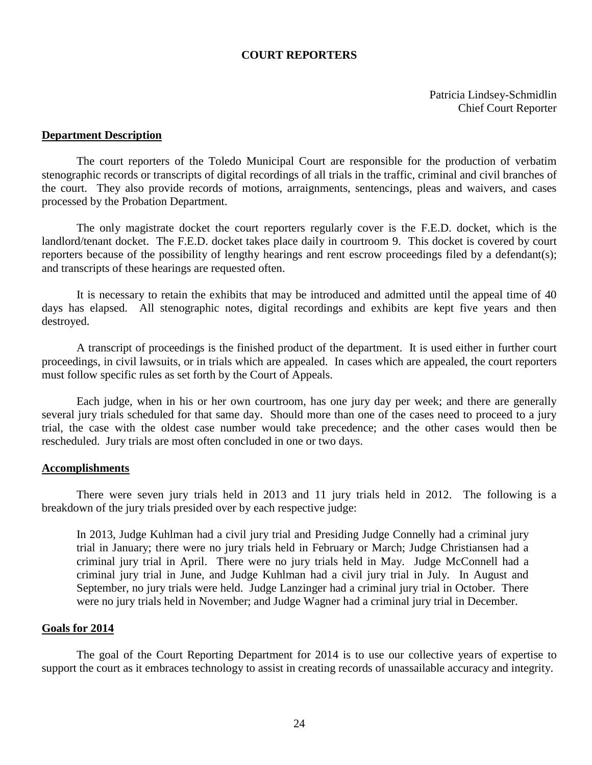# COURT REPORTERS

Patricia Lindsey-Schmidlin
Chief Court Reporter

## Department Description

The court reporters of the Toledo Municipal Court are responsible for the production of verbatim stenographic records or transcripts of digital recordings of all trials in the traffic, criminal and civil branches of the court. They also provide records of motions, arraignments, sentencings, pleas and waivers, and cases processed by the Probation Department.

The only magistrate docket the court reporters regularly cover is the F.E.D. docket, which is the landlord/tenant docket. The F.E.D. docket takes place daily in courtroom 9. This docket is covered by court reporters because of the possibility of lengthy hearings and rent escrow proceedings filed by a defendant(s); and transcripts of these hearings are requested often.

It is necessary to retain the exhibits that may be introduced and admitted until the appeal time of 40 days has elapsed. All stenographic notes, digital recordings and exhibits are kept five years and then destroyed.

A transcript of proceedings is the finished product of the department. It is used either in further court proceedings, in civil lawsuits, or in trials which are appealed. In cases which are appealed, the court reporters must follow specific rules as set forth by the Court of Appeals.

Each judge, when in his or her own courtroom, has one jury day per week; and there are generally several jury trials scheduled for that same day. Should more than one of the cases need to proceed to a jury trial, the case with the oldest case number would take precedence; and the other cases would then be rescheduled. Jury trials are most often concluded in one or two days.

## Accomplishments

There were seven jury trials held in 2013 and 11 jury trials held in 2012. The following is a breakdown of the jury trials presided over by each respective judge:

> In 2013, Judge Kuhlman had a civil jury trial and Presiding Judge Connelly had a criminal jury trial in January; there were no jury trials held in February or March; Judge Christiansen had a criminal jury trial in April. There were no jury trials held in May. Judge McConnell had a criminal jury trial in June, and Judge Kuhlman had a civil jury trial in July. In August and September, no jury trials were held. Judge Lanzinger had a criminal jury trial in October. There were no jury trials held in November; and Judge Wagner had a criminal jury trial in December.

## Goals for 2014

The goal of the Court Reporting Department for 2014 is to use our collective years of expertise to support the court as it embraces technology to assist in creating records of unassailable accuracy and integrity.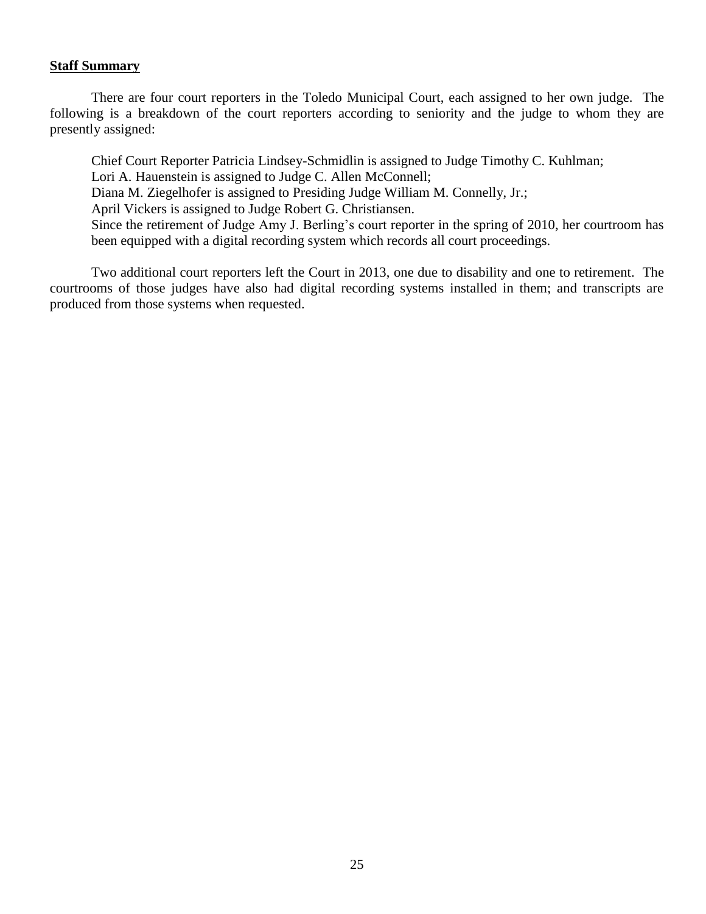**Staff Summary**

There are four court reporters in the Toledo Municipal Court, each assigned to her own judge. The following is a breakdown of the court reporters according to seniority and the judge to whom they are presently assigned:

Chief Court Reporter Patricia Lindsey-Schmidlin is assigned to Judge Timothy C. Kuhlman;
Lori A. Hauenstein is assigned to Judge C. Allen McConnell;
Diana M. Ziegelhofer is assigned to Presiding Judge William M. Connelly, Jr.;
April Vickers is assigned to Judge Robert G. Christiansen.
Since the retirement of Judge Amy J. Berling's court reporter in the spring of 2010, her courtroom has been equipped with a digital recording system which records all court proceedings.

Two additional court reporters left the Court in 2013, one due to disability and one to retirement. The courtrooms of those judges have also had digital recording systems installed in them; and transcripts are produced from those systems when requested.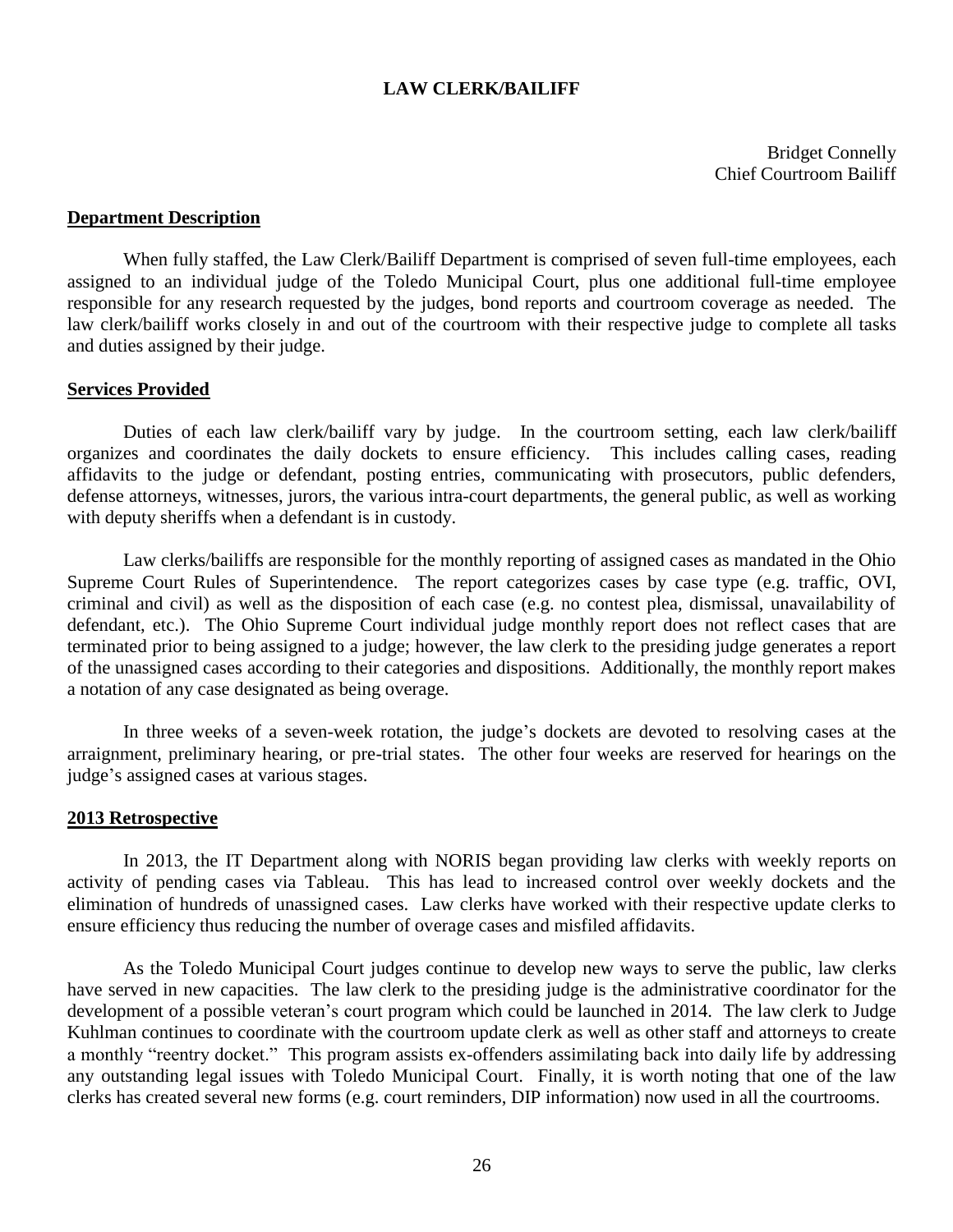# LAW CLERK/BAILIFF

Bridget Connelly
Chief Courtroom Bailiff

## Department Description

When fully staffed, the Law Clerk/Bailiff Department is comprised of seven full-time employees, each assigned to an individual judge of the Toledo Municipal Court, plus one additional full-time employee responsible for any research requested by the judges, bond reports and courtroom coverage as needed. The law clerk/bailiff works closely in and out of the courtroom with their respective judge to complete all tasks and duties assigned by their judge.

## Services Provided

Duties of each law clerk/bailiff vary by judge. In the courtroom setting, each law clerk/bailiff organizes and coordinates the daily dockets to ensure efficiency. This includes calling cases, reading affidavits to the judge or defendant, posting entries, communicating with prosecutors, public defenders, defense attorneys, witnesses, jurors, the various intra-court departments, the general public, as well as working with deputy sheriffs when a defendant is in custody.

Law clerks/bailiffs are responsible for the monthly reporting of assigned cases as mandated in the Ohio Supreme Court Rules of Superintendence. The report categorizes cases by case type (e.g. traffic, OVI, criminal and civil) as well as the disposition of each case (e.g. no contest plea, dismissal, unavailability of defendant, etc.). The Ohio Supreme Court individual judge monthly report does not reflect cases that are terminated prior to being assigned to a judge; however, the law clerk to the presiding judge generates a report of the unassigned cases according to their categories and dispositions. Additionally, the monthly report makes a notation of any case designated as being overage.

In three weeks of a seven-week rotation, the judge's dockets are devoted to resolving cases at the arraignment, preliminary hearing, or pre-trial states. The other four weeks are reserved for hearings on the judge's assigned cases at various stages.

## 2013 Retrospective

In 2013, the IT Department along with NORIS began providing law clerks with weekly reports on activity of pending cases via Tableau. This has lead to increased control over weekly dockets and the elimination of hundreds of unassigned cases. Law clerks have worked with their respective update clerks to ensure efficiency thus reducing the number of overage cases and misfiled affidavits.

As the Toledo Municipal Court judges continue to develop new ways to serve the public, law clerks have served in new capacities. The law clerk to the presiding judge is the administrative coordinator for the development of a possible veteran's court program which could be launched in 2014. The law clerk to Judge Kuhlman continues to coordinate with the courtroom update clerk as well as other staff and attorneys to create a monthly "reentry docket." This program assists ex-offenders assimilating back into daily life by addressing any outstanding legal issues with Toledo Municipal Court. Finally, it is worth noting that one of the law clerks has created several new forms (e.g. court reminders, DIP information) now used in all the courtrooms.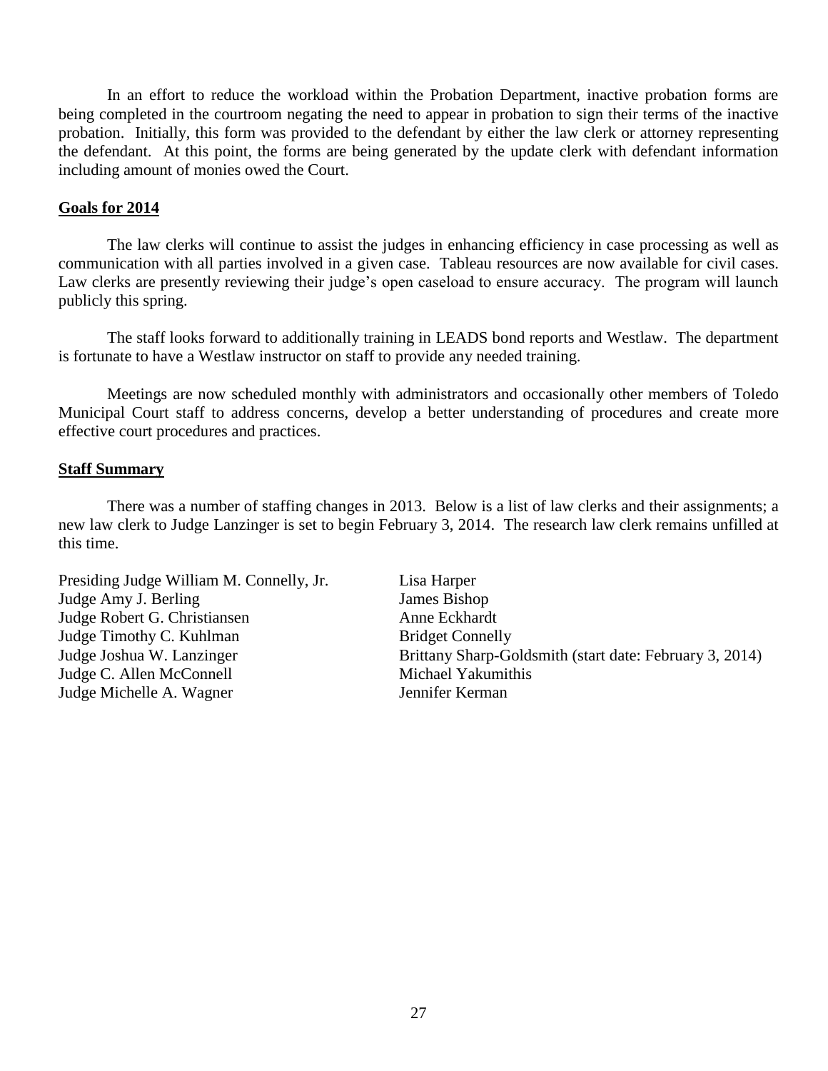In an effort to reduce the workload within the Probation Department, inactive probation forms are being completed in the courtroom negating the need to appear in probation to sign their terms of the inactive probation. Initially, this form was provided to the defendant by either the law clerk or attorney representing the defendant. At this point, the forms are being generated by the update clerk with defendant information including amount of monies owed the Court.

## Goals for 2014

The law clerks will continue to assist the judges in enhancing efficiency in case processing as well as communication with all parties involved in a given case. Tableau resources are now available for civil cases. Law clerks are presently reviewing their judge's open caseload to ensure accuracy. The program will launch publicly this spring.

The staff looks forward to additionally training in LEADS bond reports and Westlaw. The department is fortunate to have a Westlaw instructor on staff to provide any needed training.

Meetings are now scheduled monthly with administrators and occasionally other members of Toledo Municipal Court staff to address concerns, develop a better understanding of procedures and create more effective court procedures and practices.

## Staff Summary

There was a number of staffing changes in 2013. Below is a list of law clerks and their assignments; a new law clerk to Judge Lanzinger is set to begin February 3, 2014. The research law clerk remains unfilled at this time.

| | |
|---|---|
| Presiding Judge William M. Connelly, Jr. | Lisa Harper |
| Judge Amy J. Berling | James Bishop |
| Judge Robert G. Christiansen | Anne Eckhardt |
| Judge Timothy C. Kuhlman | Bridget Connelly |
| Judge Joshua W. Lanzinger | Brittany Sharp-Goldsmith (start date: February 3, 2014) |
| Judge C. Allen McConnell | Michael Yakumithis |
| Judge Michelle A. Wagner | Jennifer Kerman |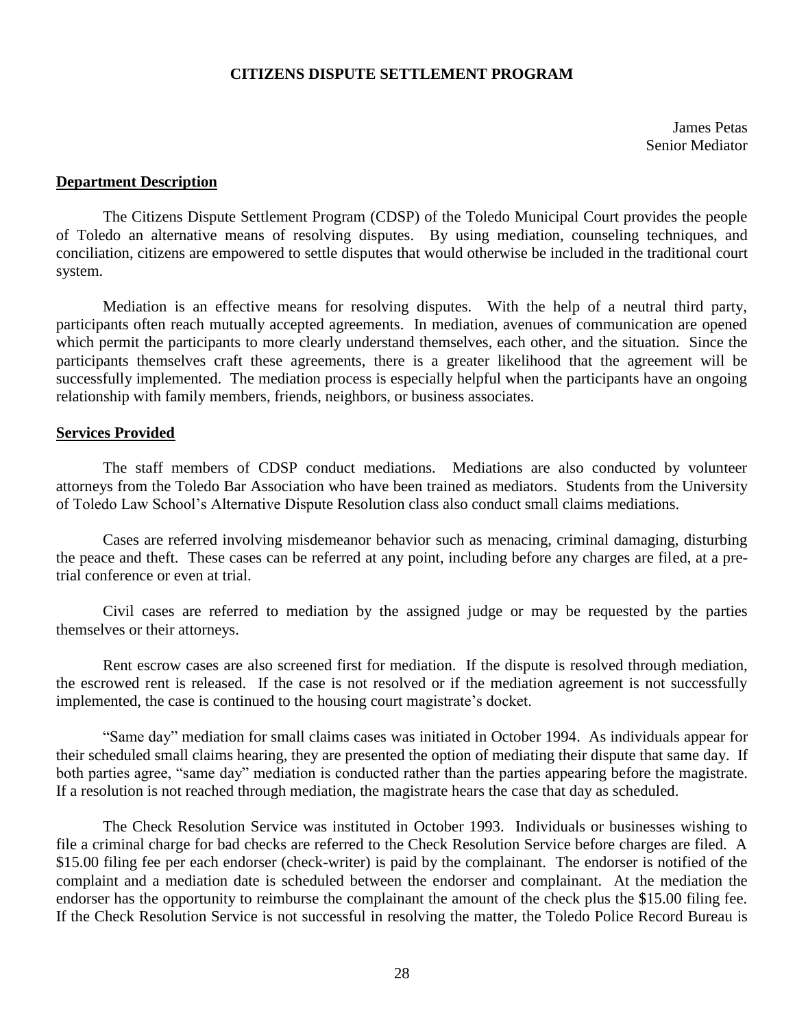# CITIZENS DISPUTE SETTLEMENT PROGRAM

James Petas
Senior Mediator

## Department Description

The Citizens Dispute Settlement Program (CDSP) of the Toledo Municipal Court provides the people of Toledo an alternative means of resolving disputes. By using mediation, counseling techniques, and conciliation, citizens are empowered to settle disputes that would otherwise be included in the traditional court system.

Mediation is an effective means for resolving disputes. With the help of a neutral third party, participants often reach mutually accepted agreements. In mediation, avenues of communication are opened which permit the participants to more clearly understand themselves, each other, and the situation. Since the participants themselves craft these agreements, there is a greater likelihood that the agreement will be successfully implemented. The mediation process is especially helpful when the participants have an ongoing relationship with family members, friends, neighbors, or business associates.

## Services Provided

The staff members of CDSP conduct mediations. Mediations are also conducted by volunteer attorneys from the Toledo Bar Association who have been trained as mediators. Students from the University of Toledo Law School's Alternative Dispute Resolution class also conduct small claims mediations.

Cases are referred involving misdemeanor behavior such as menacing, criminal damaging, disturbing the peace and theft. These cases can be referred at any point, including before any charges are filed, at a pre-trial conference or even at trial.

Civil cases are referred to mediation by the assigned judge or may be requested by the parties themselves or their attorneys.

Rent escrow cases are also screened first for mediation. If the dispute is resolved through mediation, the escrowed rent is released. If the case is not resolved or if the mediation agreement is not successfully implemented, the case is continued to the housing court magistrate's docket.

"Same day" mediation for small claims cases was initiated in October 1994. As individuals appear for their scheduled small claims hearing, they are presented the option of mediating their dispute that same day. If both parties agree, "same day" mediation is conducted rather than the parties appearing before the magistrate. If a resolution is not reached through mediation, the magistrate hears the case that day as scheduled.

The Check Resolution Service was instituted in October 1993. Individuals or businesses wishing to file a criminal charge for bad checks are referred to the Check Resolution Service before charges are filed. A $15.00 filing fee per each endorser (check-writer) is paid by the complainant. The endorser is notified of the complaint and a mediation date is scheduled between the endorser and complainant. At the mediation the endorser has the opportunity to reimburse the complainant the amount of the check plus the $15.00 filing fee. If the Check Resolution Service is not successful in resolving the matter, the Toledo Police Record Bureau is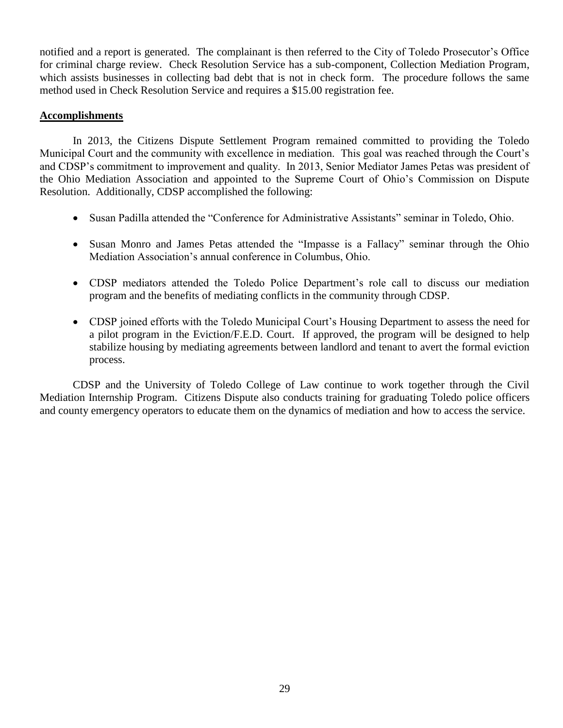notified and a report is generated. The complainant is then referred to the City of Toledo Prosecutor's Office for criminal charge review. Check Resolution Service has a sub-component, Collection Mediation Program, which assists businesses in collecting bad debt that is not in check form. The procedure follows the same method used in Check Resolution Service and requires a $15.00 registration fee.

**Accomplishments**

In 2013, the Citizens Dispute Settlement Program remained committed to providing the Toledo Municipal Court and the community with excellence in mediation. This goal was reached through the Court's and CDSP's commitment to improvement and quality. In 2013, Senior Mediator James Petas was president of the Ohio Mediation Association and appointed to the Supreme Court of Ohio's Commission on Dispute Resolution. Additionally, CDSP accomplished the following:

- Susan Padilla attended the "Conference for Administrative Assistants" seminar in Toledo, Ohio.
- Susan Monro and James Petas attended the "Impasse is a Fallacy" seminar through the Ohio Mediation Association's annual conference in Columbus, Ohio.
- CDSP mediators attended the Toledo Police Department's role call to discuss our mediation program and the benefits of mediating conflicts in the community through CDSP.
- CDSP joined efforts with the Toledo Municipal Court's Housing Department to assess the need for a pilot program in the Eviction/F.E.D. Court. If approved, the program will be designed to help stabilize housing by mediating agreements between landlord and tenant to avert the formal eviction process.

CDSP and the University of Toledo College of Law continue to work together through the Civil Mediation Internship Program. Citizens Dispute also conducts training for graduating Toledo police officers and county emergency operators to educate them on the dynamics of mediation and how to access the service.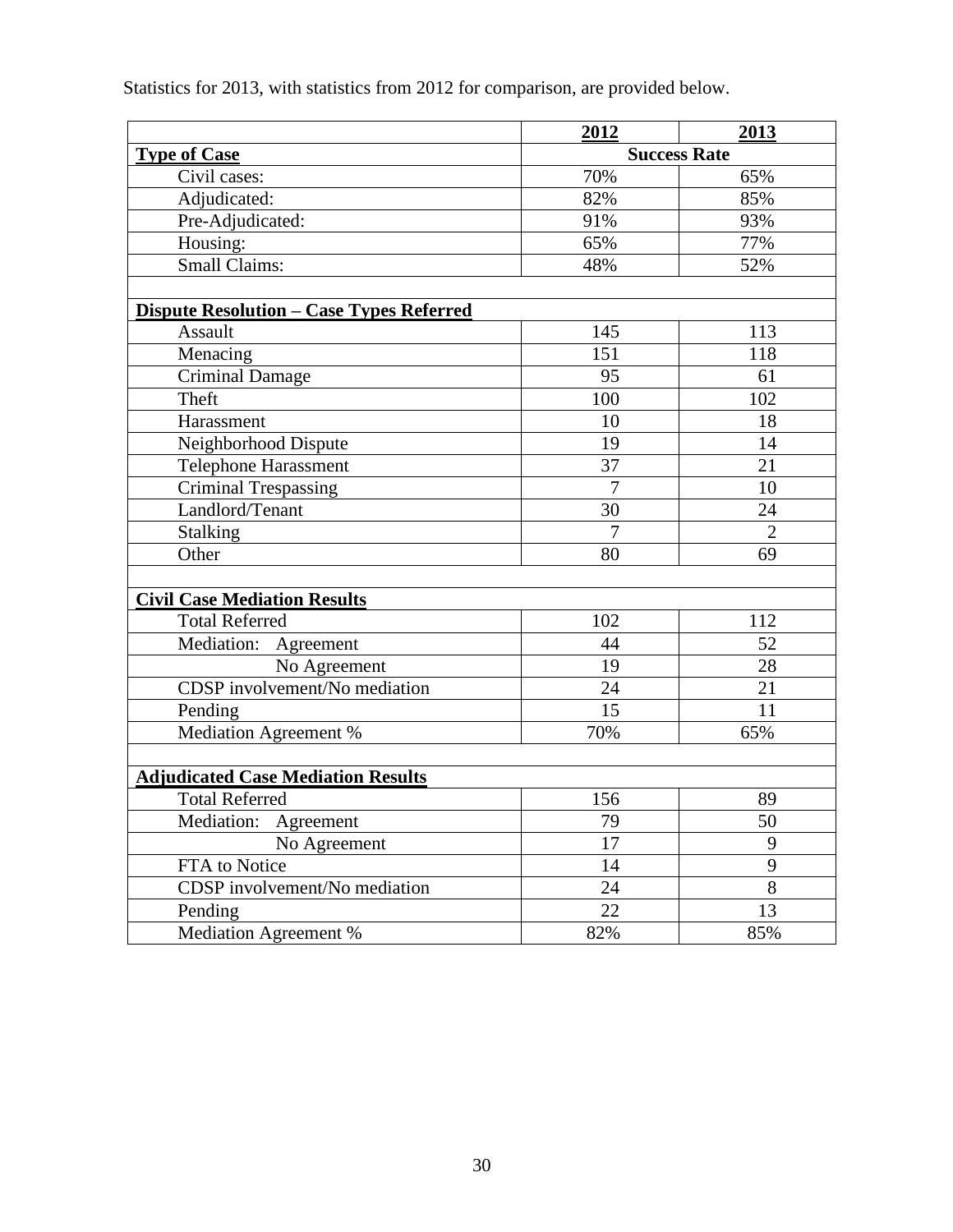Statistics for 2013, with statistics from 2012 for comparison, are provided below.

| | 2012 | 2013 |
|---|---|---|
| **Type of Case** | **Success Rate** | |
| Civil cases: | 70% | 65% |
| Adjudicated: | 82% | 85% |
| Pre-Adjudicated: | 91% | 93% |
| Housing: | 65% | 77% |
| Small Claims: | 48% | 52% |
| | | |
| **Dispute Resolution – Case Types Referred** | | |
| Assault | 145 | 113 |
| Menacing | 151 | 118 |
| Criminal Damage | 95 | 61 |
| Theft | 100 | 102 |
| Harassment | 10 | 18 |
| Neighborhood Dispute | 19 | 14 |
| Telephone Harassment | 37 | 21 |
| Criminal Trespassing | 7 | 10 |
| Landlord/Tenant | 30 | 24 |
| Stalking | 7 | 2 |
| Other | 80 | 69 |
| | | |
| **Civil Case Mediation Results** | | |
| Total Referred | 102 | 112 |
| Mediation: Agreement | 44 | 52 |
| No Agreement | 19 | 28 |
| CDSP involvement/No mediation | 24 | 21 |
| Pending | 15 | 11 |
| Mediation Agreement % | 70% | 65% |
| | | |
| **Adjudicated Case Mediation Results** | | |
| Total Referred | 156 | 89 |
| Mediation: Agreement | 79 | 50 |
| No Agreement | 17 | 9 |
| FTA to Notice | 14 | 9 |
| CDSP involvement/No mediation | 24 | 8 |
| Pending | 22 | 13 |
| Mediation Agreement % | 82% | 85% |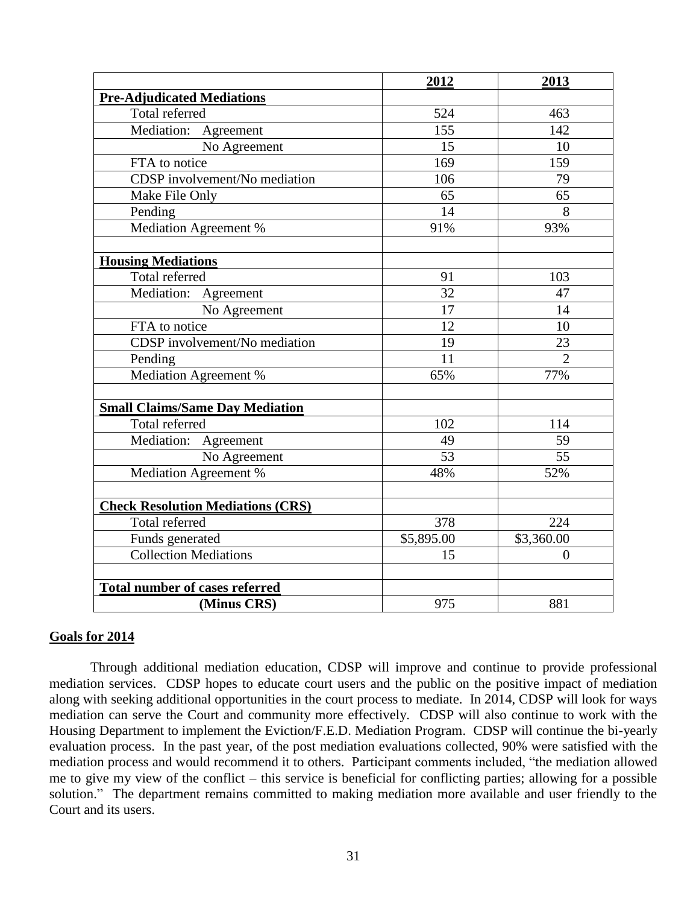| | 2012 | 2013 |
|---|---|---|
| **Pre-Adjudicated Mediations** | | |
| Total referred | 524 | 463 |
| Mediation: Agreement | 155 | 142 |
| No Agreement | 15 | 10 |
| FTA to notice | 169 | 159 |
| CDSP involvement/No mediation | 106 | 79 |
| Make File Only | 65 | 65 |
| Pending | 14 | 8 |
| Mediation Agreement % | 91% | 93% |
| | | |
| **Housing Mediations** | | |
| Total referred | 91 | 103 |
| Mediation: Agreement | 32 | 47 |
| No Agreement | 17 | 14 |
| FTA to notice | 12 | 10 |
| CDSP involvement/No mediation | 19 | 23 |
| Pending | 11 | 2 |
| Mediation Agreement % | 65% | 77% |
| | | |
| **Small Claims/Same Day Mediation** | | |
| Total referred | 102 | 114 |
| Mediation: Agreement | 49 | 59 |
| No Agreement | 53 | 55 |
| Mediation Agreement % | 48% | 52% |
| | | |
| **Check Resolution Mediations (CRS)** | | |
| Total referred | 378 | 224 |
| Funds generated | $5,895.00 | $3,360.00 |
| Collection Mediations | 15 | 0 |
| | | |
| **Total number of cases referred** | | |
| **(Minus CRS)** | 975 | 881 |

## Goals for 2014

Through additional mediation education, CDSP will improve and continue to provide professional mediation services. CDSP hopes to educate court users and the public on the positive impact of mediation along with seeking additional opportunities in the court process to mediate. In 2014, CDSP will look for ways mediation can serve the Court and community more effectively. CDSP will also continue to work with the Housing Department to implement the Eviction/F.E.D. Mediation Program. CDSP will continue the bi-yearly evaluation process. In the past year, of the post mediation evaluations collected, 90% were satisfied with the mediation process and would recommend it to others. Participant comments included, "the mediation allowed me to give my view of the conflict – this service is beneficial for conflicting parties; allowing for a possible solution." The department remains committed to making mediation more available and user friendly to the Court and its users.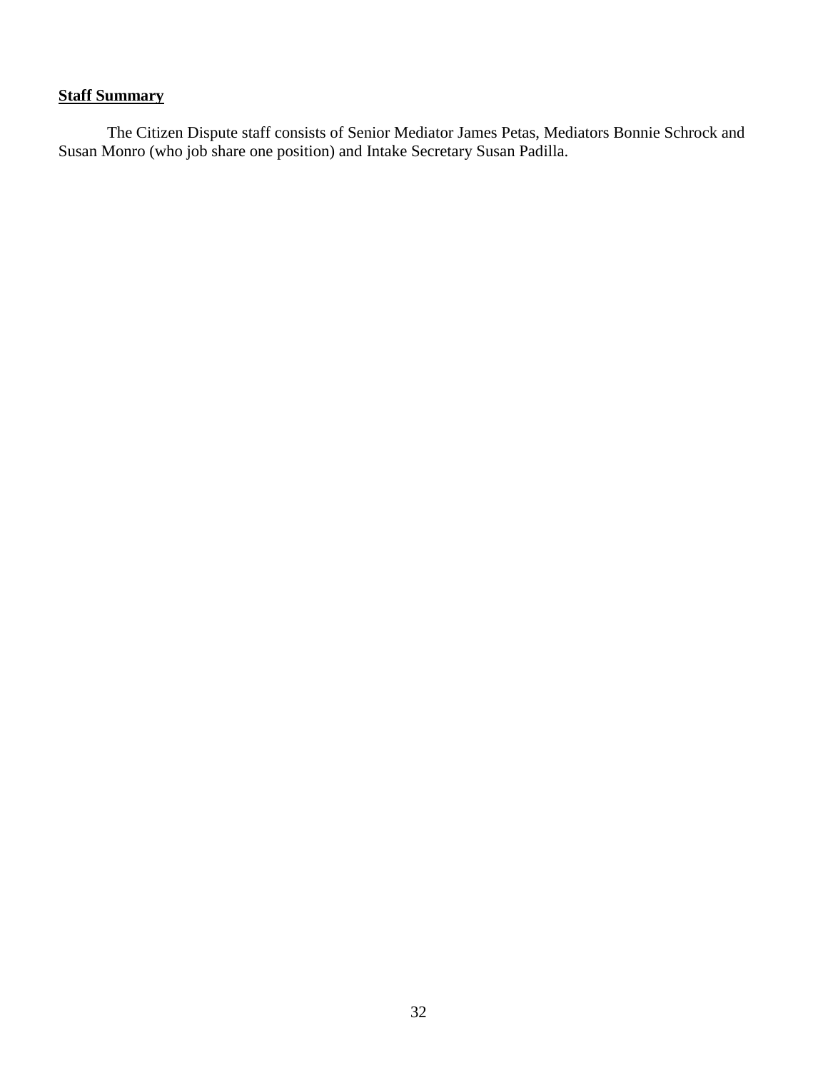**Staff Summary**

The Citizen Dispute staff consists of Senior Mediator James Petas, Mediators Bonnie Schrock and Susan Monro (who job share one position) and Intake Secretary Susan Padilla.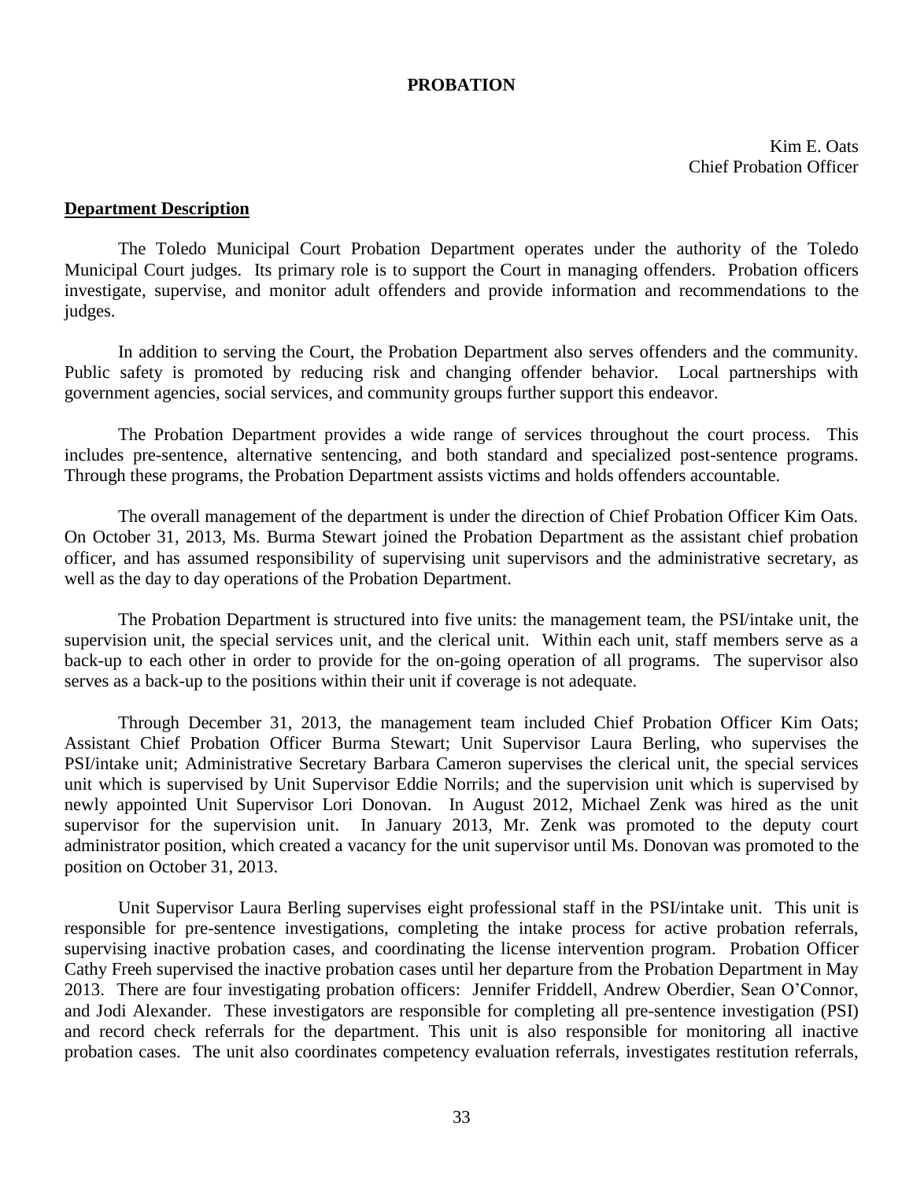# PROBATION

Kim E. Oats
Chief Probation Officer

## Department Description

The Toledo Municipal Court Probation Department operates under the authority of the Toledo Municipal Court judges. Its primary role is to support the Court in managing offenders. Probation officers investigate, supervise, and monitor adult offenders and provide information and recommendations to the judges.

In addition to serving the Court, the Probation Department also serves offenders and the community. Public safety is promoted by reducing risk and changing offender behavior. Local partnerships with government agencies, social services, and community groups further support this endeavor.

The Probation Department provides a wide range of services throughout the court process. This includes pre-sentence, alternative sentencing, and both standard and specialized post-sentence programs. Through these programs, the Probation Department assists victims and holds offenders accountable.

The overall management of the department is under the direction of Chief Probation Officer Kim Oats. On October 31, 2013, Ms. Burma Stewart joined the Probation Department as the assistant chief probation officer, and has assumed responsibility of supervising unit supervisors and the administrative secretary, as well as the day to day operations of the Probation Department.

The Probation Department is structured into five units: the management team, the PSI/intake unit, the supervision unit, the special services unit, and the clerical unit. Within each unit, staff members serve as a back-up to each other in order to provide for the on-going operation of all programs. The supervisor also serves as a back-up to the positions within their unit if coverage is not adequate.

Through December 31, 2013, the management team included Chief Probation Officer Kim Oats; Assistant Chief Probation Officer Burma Stewart; Unit Supervisor Laura Berling, who supervises the PSI/intake unit; Administrative Secretary Barbara Cameron supervises the clerical unit, the special services unit which is supervised by Unit Supervisor Eddie Norrils; and the supervision unit which is supervised by newly appointed Unit Supervisor Lori Donovan. In August 2012, Michael Zenk was hired as the unit supervisor for the supervision unit. In January 2013, Mr. Zenk was promoted to the deputy court administrator position, which created a vacancy for the unit supervisor until Ms. Donovan was promoted to the position on October 31, 2013.

Unit Supervisor Laura Berling supervises eight professional staff in the PSI/intake unit. This unit is responsible for pre-sentence investigations, completing the intake process for active probation referrals, supervising inactive probation cases, and coordinating the license intervention program. Probation Officer Cathy Freeh supervised the inactive probation cases until her departure from the Probation Department in May 2013. There are four investigating probation officers: Jennifer Friddell, Andrew Oberdier, Sean O'Connor, and Jodi Alexander. These investigators are responsible for completing all pre-sentence investigation (PSI) and record check referrals for the department. This unit is also responsible for monitoring all inactive probation cases. The unit also coordinates competency evaluation referrals, investigates restitution referrals,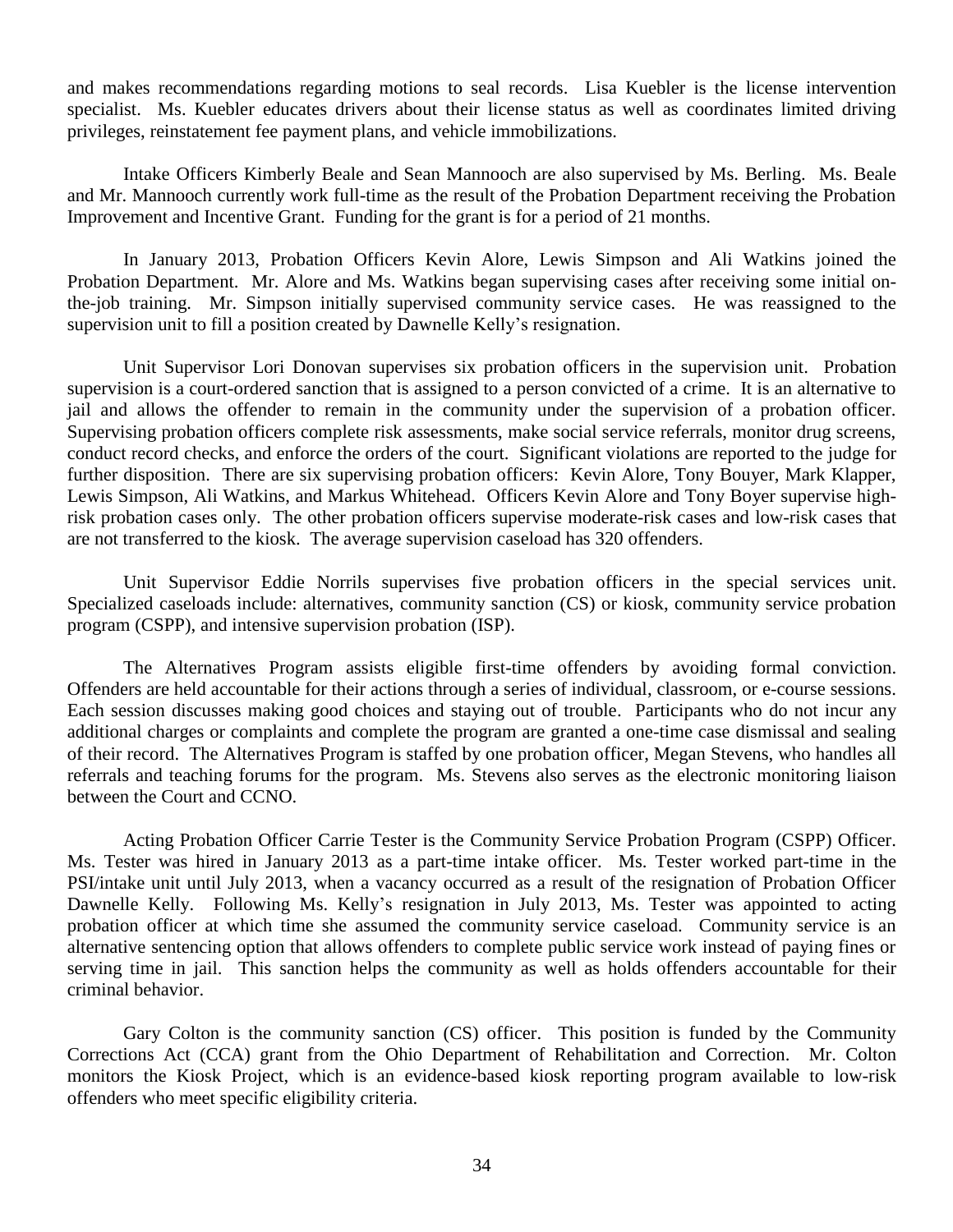and makes recommendations regarding motions to seal records. Lisa Kuebler is the license intervention specialist. Ms. Kuebler educates drivers about their license status as well as coordinates limited driving privileges, reinstatement fee payment plans, and vehicle immobilizations.

Intake Officers Kimberly Beale and Sean Mannooch are also supervised by Ms. Berling. Ms. Beale and Mr. Mannooch currently work full-time as the result of the Probation Department receiving the Probation Improvement and Incentive Grant. Funding for the grant is for a period of 21 months.

In January 2013, Probation Officers Kevin Alore, Lewis Simpson and Ali Watkins joined the Probation Department. Mr. Alore and Ms. Watkins began supervising cases after receiving some initial on-the-job training. Mr. Simpson initially supervised community service cases. He was reassigned to the supervision unit to fill a position created by Dawnelle Kelly's resignation.

Unit Supervisor Lori Donovan supervises six probation officers in the supervision unit. Probation supervision is a court-ordered sanction that is assigned to a person convicted of a crime. It is an alternative to jail and allows the offender to remain in the community under the supervision of a probation officer. Supervising probation officers complete risk assessments, make social service referrals, monitor drug screens, conduct record checks, and enforce the orders of the court. Significant violations are reported to the judge for further disposition. There are six supervising probation officers: Kevin Alore, Tony Bouyer, Mark Klapper, Lewis Simpson, Ali Watkins, and Markus Whitehead. Officers Kevin Alore and Tony Boyer supervise high-risk probation cases only. The other probation officers supervise moderate-risk cases and low-risk cases that are not transferred to the kiosk. The average supervision caseload has 320 offenders.

Unit Supervisor Eddie Norrils supervises five probation officers in the special services unit. Specialized caseloads include: alternatives, community sanction (CS) or kiosk, community service probation program (CSPP), and intensive supervision probation (ISP).

The Alternatives Program assists eligible first-time offenders by avoiding formal conviction. Offenders are held accountable for their actions through a series of individual, classroom, or e-course sessions. Each session discusses making good choices and staying out of trouble. Participants who do not incur any additional charges or complaints and complete the program are granted a one-time case dismissal and sealing of their record. The Alternatives Program is staffed by one probation officer, Megan Stevens, who handles all referrals and teaching forums for the program. Ms. Stevens also serves as the electronic monitoring liaison between the Court and CCNO.

Acting Probation Officer Carrie Tester is the Community Service Probation Program (CSPP) Officer. Ms. Tester was hired in January 2013 as a part-time intake officer. Ms. Tester worked part-time in the PSI/intake unit until July 2013, when a vacancy occurred as a result of the resignation of Probation Officer Dawnelle Kelly. Following Ms. Kelly's resignation in July 2013, Ms. Tester was appointed to acting probation officer at which time she assumed the community service caseload. Community service is an alternative sentencing option that allows offenders to complete public service work instead of paying fines or serving time in jail. This sanction helps the community as well as holds offenders accountable for their criminal behavior.

Gary Colton is the community sanction (CS) officer. This position is funded by the Community Corrections Act (CCA) grant from the Ohio Department of Rehabilitation and Correction. Mr. Colton monitors the Kiosk Project, which is an evidence-based kiosk reporting program available to low-risk offenders who meet specific eligibility criteria.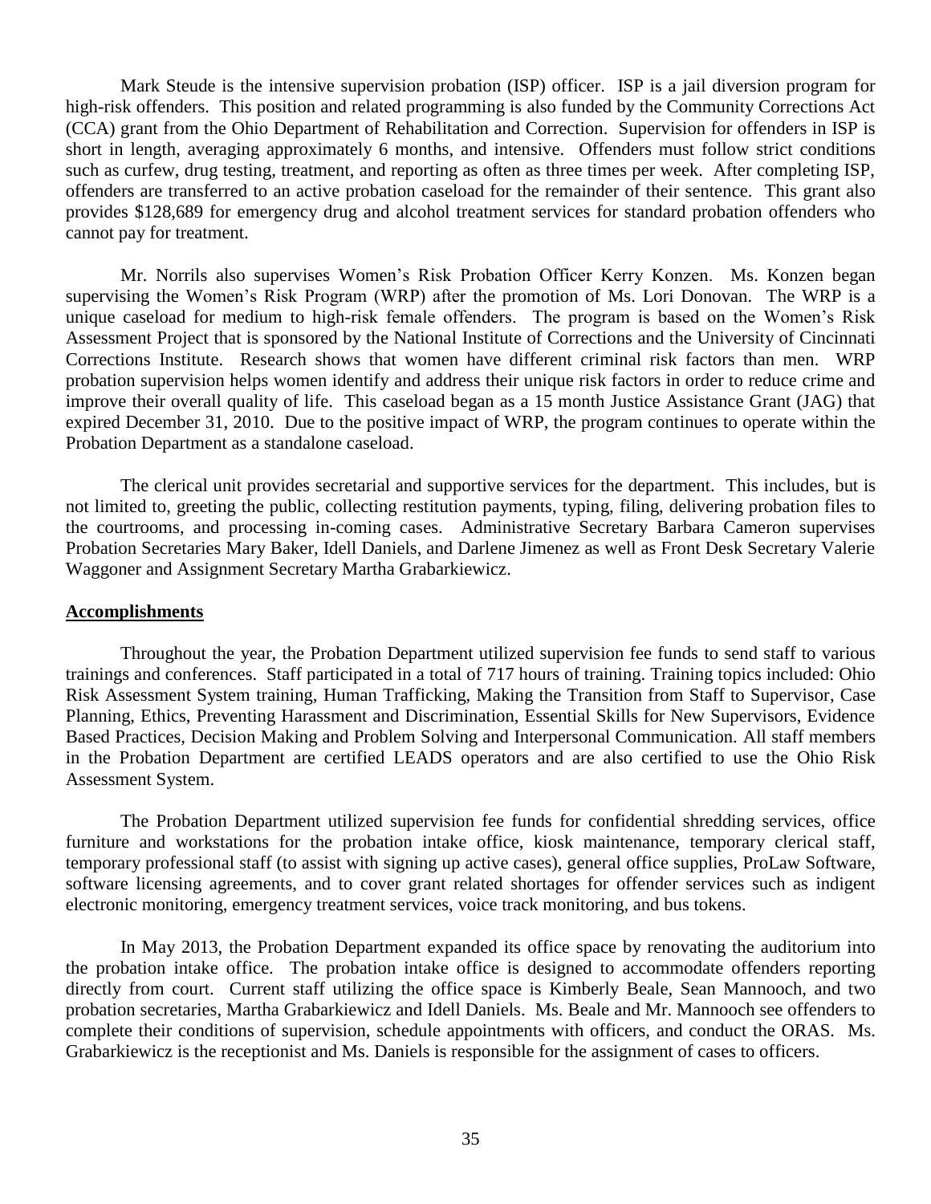Mark Steude is the intensive supervision probation (ISP) officer. ISP is a jail diversion program for high-risk offenders. This position and related programming is also funded by the Community Corrections Act (CCA) grant from the Ohio Department of Rehabilitation and Correction. Supervision for offenders in ISP is short in length, averaging approximately 6 months, and intensive. Offenders must follow strict conditions such as curfew, drug testing, treatment, and reporting as often as three times per week. After completing ISP, offenders are transferred to an active probation caseload for the remainder of their sentence. This grant also provides $128,689 for emergency drug and alcohol treatment services for standard probation offenders who cannot pay for treatment.

Mr. Norrils also supervises Women's Risk Probation Officer Kerry Konzen. Ms. Konzen began supervising the Women's Risk Program (WRP) after the promotion of Ms. Lori Donovan. The WRP is a unique caseload for medium to high-risk female offenders. The program is based on the Women's Risk Assessment Project that is sponsored by the National Institute of Corrections and the University of Cincinnati Corrections Institute. Research shows that women have different criminal risk factors than men. WRP probation supervision helps women identify and address their unique risk factors in order to reduce crime and improve their overall quality of life. This caseload began as a 15 month Justice Assistance Grant (JAG) that expired December 31, 2010. Due to the positive impact of WRP, the program continues to operate within the Probation Department as a standalone caseload.

The clerical unit provides secretarial and supportive services for the department. This includes, but is not limited to, greeting the public, collecting restitution payments, typing, filing, delivering probation files to the courtrooms, and processing in-coming cases. Administrative Secretary Barbara Cameron supervises Probation Secretaries Mary Baker, Idell Daniels, and Darlene Jimenez as well as Front Desk Secretary Valerie Waggoner and Assignment Secretary Martha Grabarkiewicz.

**Accomplishments**

Throughout the year, the Probation Department utilized supervision fee funds to send staff to various trainings and conferences. Staff participated in a total of 717 hours of training. Training topics included: Ohio Risk Assessment System training, Human Trafficking, Making the Transition from Staff to Supervisor, Case Planning, Ethics, Preventing Harassment and Discrimination, Essential Skills for New Supervisors, Evidence Based Practices, Decision Making and Problem Solving and Interpersonal Communication. All staff members in the Probation Department are certified LEADS operators and are also certified to use the Ohio Risk Assessment System.

The Probation Department utilized supervision fee funds for confidential shredding services, office furniture and workstations for the probation intake office, kiosk maintenance, temporary clerical staff, temporary professional staff (to assist with signing up active cases), general office supplies, ProLaw Software, software licensing agreements, and to cover grant related shortages for offender services such as indigent electronic monitoring, emergency treatment services, voice track monitoring, and bus tokens.

In May 2013, the Probation Department expanded its office space by renovating the auditorium into the probation intake office. The probation intake office is designed to accommodate offenders reporting directly from court. Current staff utilizing the office space is Kimberly Beale, Sean Mannooch, and two probation secretaries, Martha Grabarkiewicz and Idell Daniels. Ms. Beale and Mr. Mannooch see offenders to complete their conditions of supervision, schedule appointments with officers, and conduct the ORAS. Ms. Grabarkiewicz is the receptionist and Ms. Daniels is responsible for the assignment of cases to officers.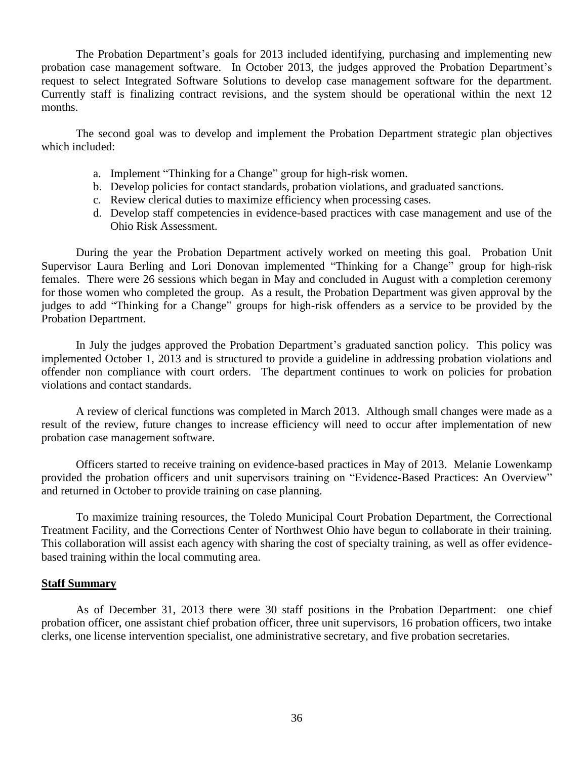The Probation Department's goals for 2013 included identifying, purchasing and implementing new probation case management software. In October 2013, the judges approved the Probation Department's request to select Integrated Software Solutions to develop case management software for the department. Currently staff is finalizing contract revisions, and the system should be operational within the next 12 months.

The second goal was to develop and implement the Probation Department strategic plan objectives which included:

a. Implement "Thinking for a Change" group for high-risk women.
b. Develop policies for contact standards, probation violations, and graduated sanctions.
c. Review clerical duties to maximize efficiency when processing cases.
d. Develop staff competencies in evidence-based practices with case management and use of the Ohio Risk Assessment.

During the year the Probation Department actively worked on meeting this goal. Probation Unit Supervisor Laura Berling and Lori Donovan implemented "Thinking for a Change" group for high-risk females. There were 26 sessions which began in May and concluded in August with a completion ceremony for those women who completed the group. As a result, the Probation Department was given approval by the judges to add "Thinking for a Change" groups for high-risk offenders as a service to be provided by the Probation Department.

In July the judges approved the Probation Department's graduated sanction policy. This policy was implemented October 1, 2013 and is structured to provide a guideline in addressing probation violations and offender non compliance with court orders. The department continues to work on policies for probation violations and contact standards.

A review of clerical functions was completed in March 2013. Although small changes were made as a result of the review, future changes to increase efficiency will need to occur after implementation of new probation case management software.

Officers started to receive training on evidence-based practices in May of 2013. Melanie Lowenkamp provided the probation officers and unit supervisors training on "Evidence-Based Practices: An Overview" and returned in October to provide training on case planning.

To maximize training resources, the Toledo Municipal Court Probation Department, the Correctional Treatment Facility, and the Corrections Center of Northwest Ohio have begun to collaborate in their training. This collaboration will assist each agency with sharing the cost of specialty training, as well as offer evidence-based training within the local commuting area.

**Staff Summary**

As of December 31, 2013 there were 30 staff positions in the Probation Department: one chief probation officer, one assistant chief probation officer, three unit supervisors, 16 probation officers, two intake clerks, one license intervention specialist, one administrative secretary, and five probation secretaries.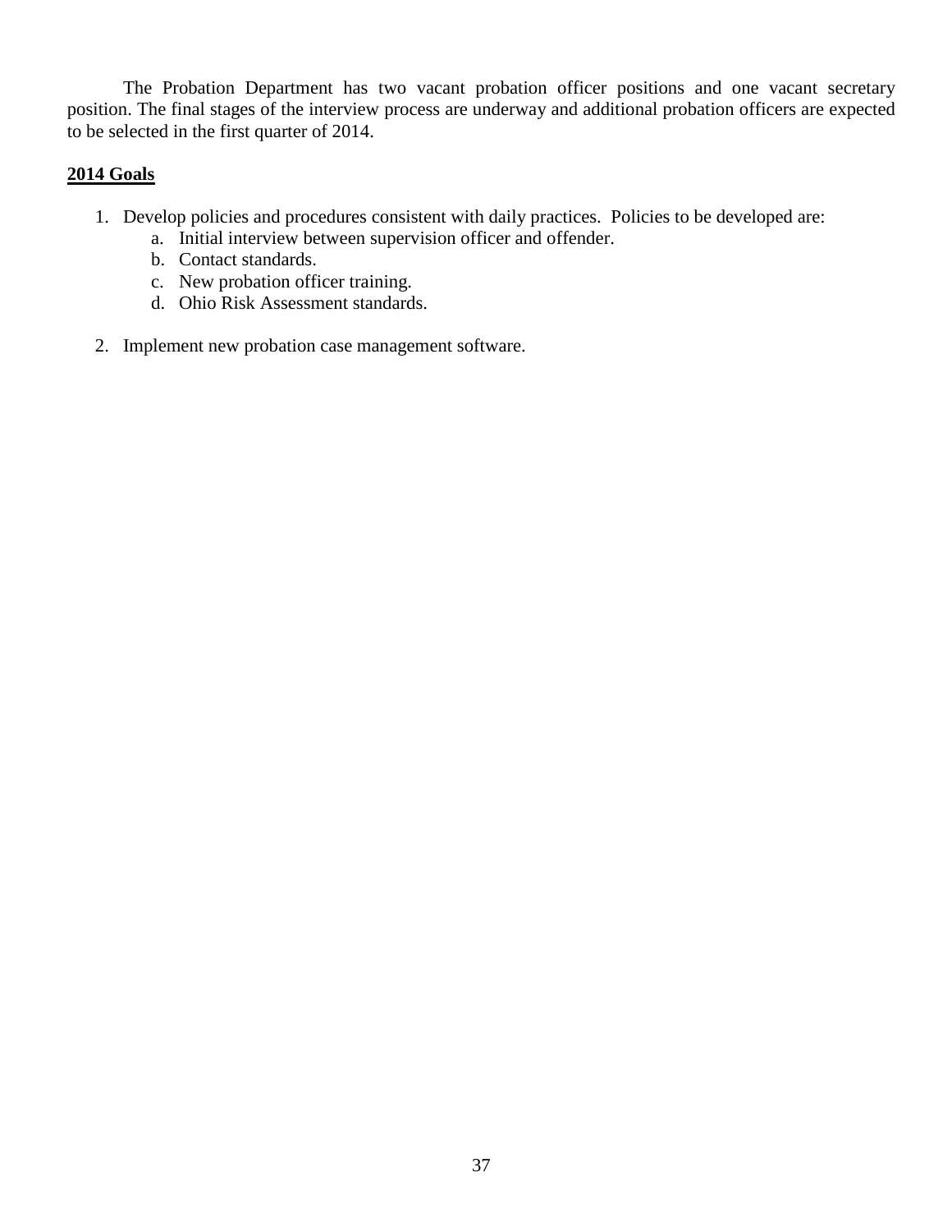The Probation Department has two vacant probation officer positions and one vacant secretary position. The final stages of the interview process are underway and additional probation officers are expected to be selected in the first quarter of 2014.

**2014 Goals**

1. Develop policies and procedures consistent with daily practices. Policies to be developed are:
   a. Initial interview between supervision officer and offender.
   b. Contact standards.
   c. New probation officer training.
   d. Ohio Risk Assessment standards.

2. Implement new probation case management software.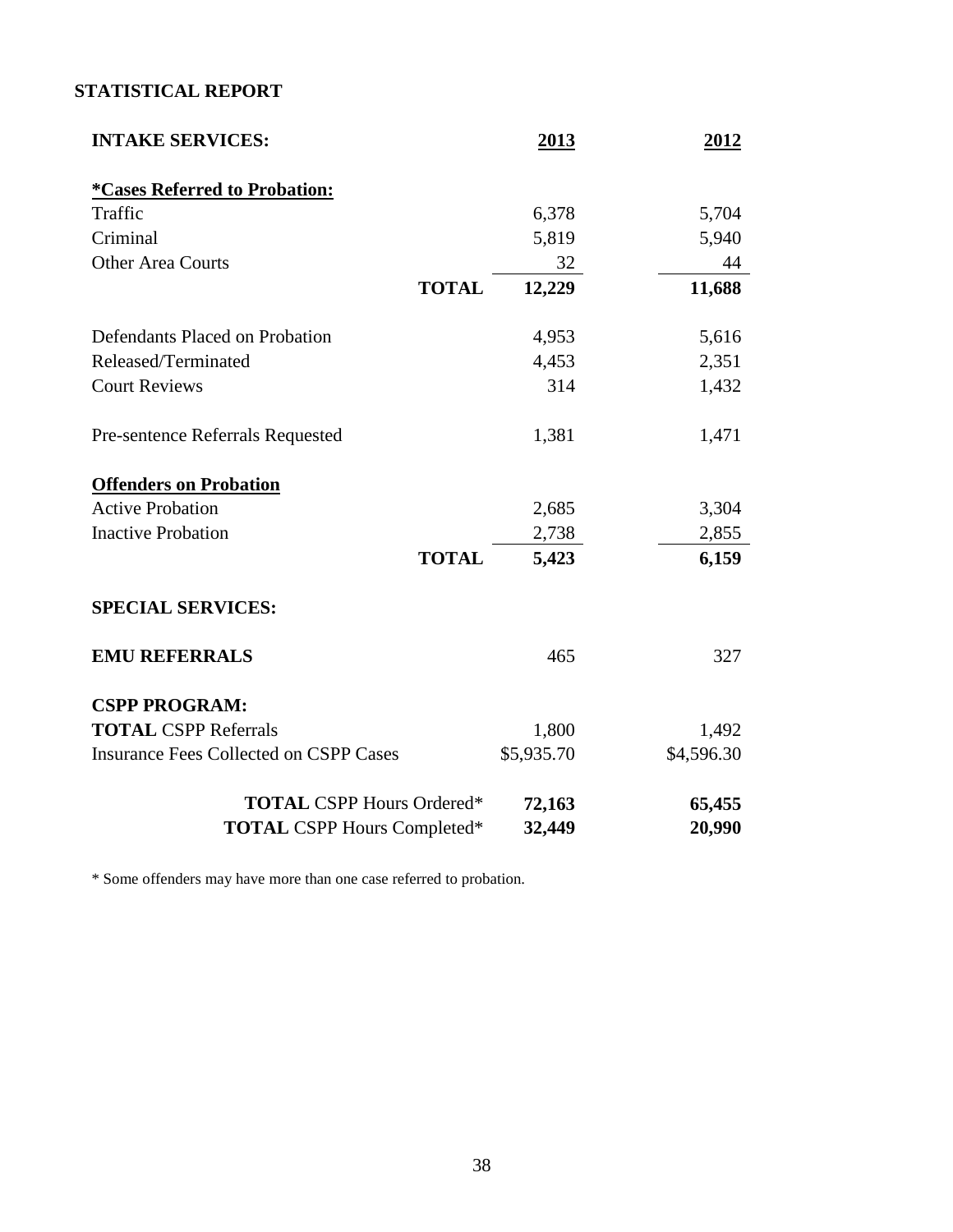## STATISTICAL REPORT

| INTAKE SERVICES: | 2013 | 2012 |
|---|---|---|
| ***Cases Referred to Probation:** | | |
| Traffic | 6,378 | 5,704 |
| Criminal | 5,819 | 5,940 |
| Other Area Courts | 32 | 44 |
| **TOTAL** | **12,229** | **11,688** |
| Defendants Placed on Probation | 4,953 | 5,616 |
| Released/Terminated | 4,453 | 2,351 |
| Court Reviews | 314 | 1,432 |
| Pre-sentence Referrals Requested | 1,381 | 1,471 |
| **Offenders on Probation** | | |
| Active Probation | 2,685 | 3,304 |
| Inactive Probation | 2,738 | 2,855 |
| **TOTAL** | **5,423** | **6,159** |
| **SPECIAL SERVICES:** | | |
| **EMU REFERRALS** | 465 | 327 |
| **CSPP PROGRAM:** | | |
| **TOTAL** CSPP Referrals | 1,800 | 1,492 |
| Insurance Fees Collected on CSPP Cases | $5,935.70 | $4,596.30 |
| **TOTAL** CSPP Hours Ordered* | **72,163** | **65,455** |
| **TOTAL** CSPP Hours Completed* | **32,449** | **20,990** |

* Some offenders may have more than one case referred to probation.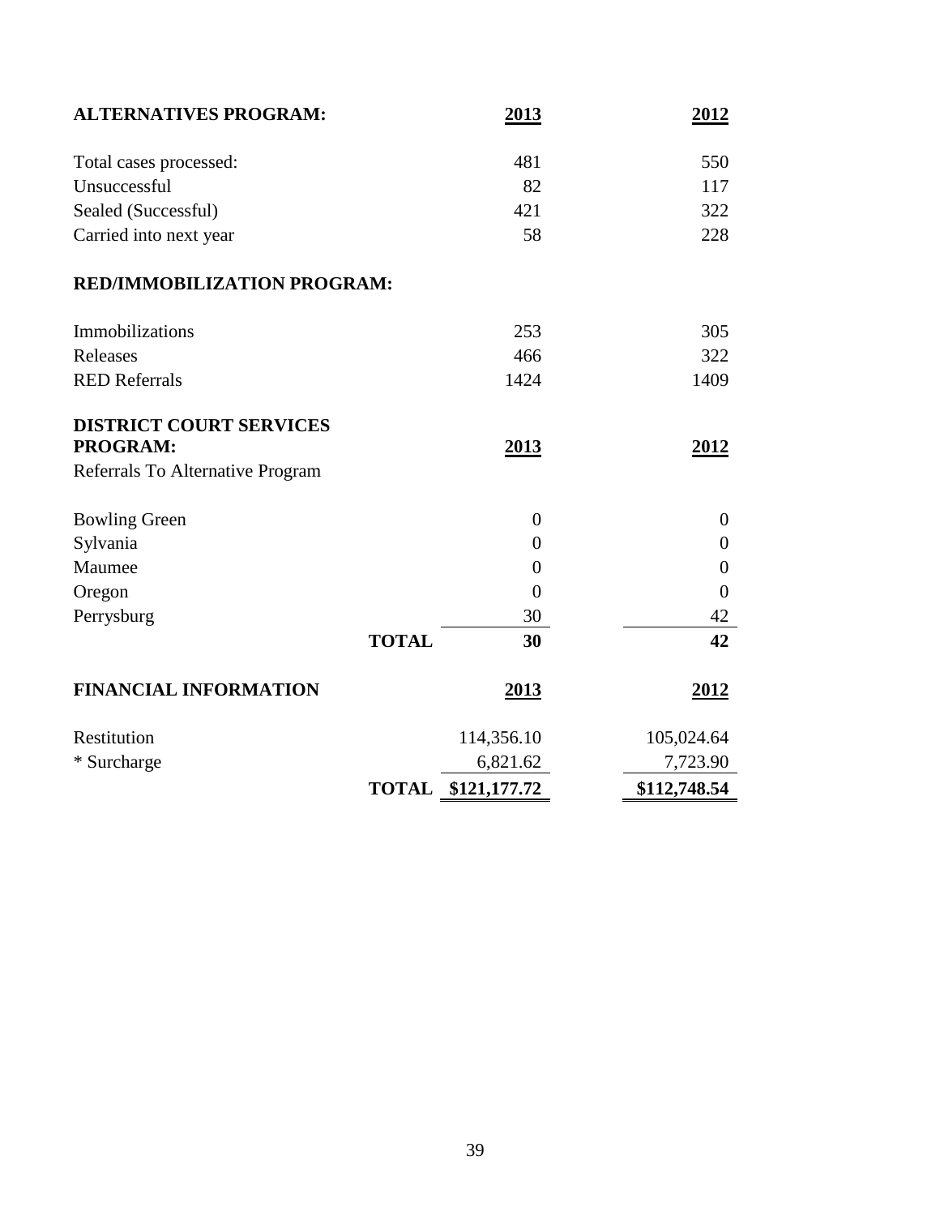| **ALTERNATIVES PROGRAM:** | | **2013** | **2012** |
|---|---|---|---|
| Total cases processed: | | 481 | 550 |
| Unsuccessful | | 82 | 117 |
| Sealed (Successful) | | 421 | 322 |
| Carried into next year | | 58 | 228 |

| **RED/IMMOBILIZATION PROGRAM:** | | | |
|---|---|---|---|
| Immobilizations | | 253 | 305 |
| Releases | | 466 | 322 |
| RED Referrals | | 1424 | 1409 |

| **DISTRICT COURT SERVICES PROGRAM:** | | **2013** | **2012** |
|---|---|---|---|
| Referrals To Alternative Program | | | |
| Bowling Green | | 0 | 0 |
| Sylvania | | 0 | 0 |
| Maumee | | 0 | 0 |
| Oregon | | 0 | 0 |
| Perrysburg | | 30 | 42 |
| | **TOTAL** | **30** | **42** |

| **FINANCIAL INFORMATION** | | **2013** | **2012** |
|---|---|---|---|
| Restitution | | 114,356.10 | 105,024.64 |
| * Surcharge | | 6,821.62 | 7,723.90 |
| | **TOTAL** | **$121,177.72** | **$112,748.54** |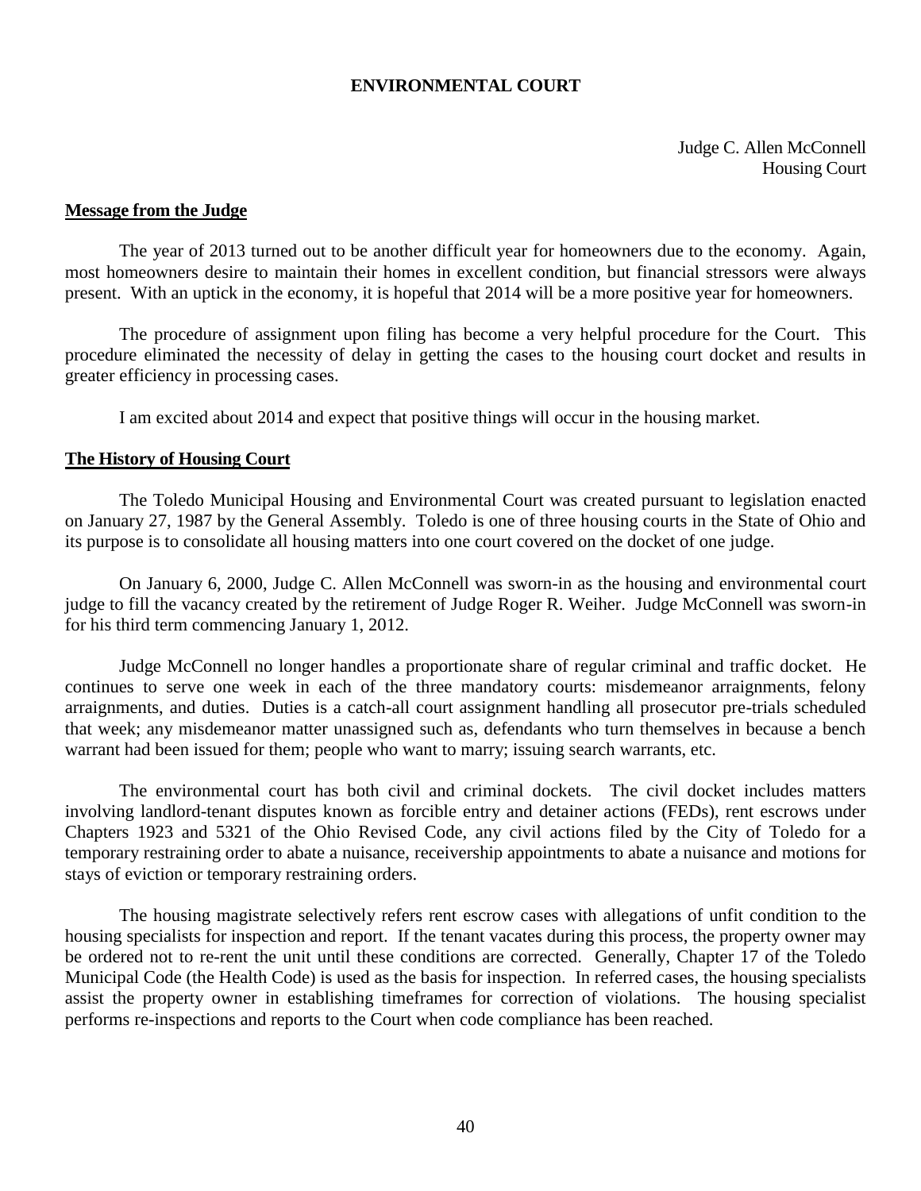# ENVIRONMENTAL COURT

Judge C. Allen McConnell
Housing Court

## Message from the Judge

The year of 2013 turned out to be another difficult year for homeowners due to the economy. Again, most homeowners desire to maintain their homes in excellent condition, but financial stressors were always present. With an uptick in the economy, it is hopeful that 2014 will be a more positive year for homeowners.

The procedure of assignment upon filing has become a very helpful procedure for the Court. This procedure eliminated the necessity of delay in getting the cases to the housing court docket and results in greater efficiency in processing cases.

I am excited about 2014 and expect that positive things will occur in the housing market.

## The History of Housing Court

The Toledo Municipal Housing and Environmental Court was created pursuant to legislation enacted on January 27, 1987 by the General Assembly. Toledo is one of three housing courts in the State of Ohio and its purpose is to consolidate all housing matters into one court covered on the docket of one judge.

On January 6, 2000, Judge C. Allen McConnell was sworn-in as the housing and environmental court judge to fill the vacancy created by the retirement of Judge Roger R. Weiher. Judge McConnell was sworn-in for his third term commencing January 1, 2012.

Judge McConnell no longer handles a proportionate share of regular criminal and traffic docket. He continues to serve one week in each of the three mandatory courts: misdemeanor arraignments, felony arraignments, and duties. Duties is a catch-all court assignment handling all prosecutor pre-trials scheduled that week; any misdemeanor matter unassigned such as, defendants who turn themselves in because a bench warrant had been issued for them; people who want to marry; issuing search warrants, etc.

The environmental court has both civil and criminal dockets. The civil docket includes matters involving landlord-tenant disputes known as forcible entry and detainer actions (FEDs), rent escrows under Chapters 1923 and 5321 of the Ohio Revised Code, any civil actions filed by the City of Toledo for a temporary restraining order to abate a nuisance, receivership appointments to abate a nuisance and motions for stays of eviction or temporary restraining orders.

The housing magistrate selectively refers rent escrow cases with allegations of unfit condition to the housing specialists for inspection and report. If the tenant vacates during this process, the property owner may be ordered not to re-rent the unit until these conditions are corrected. Generally, Chapter 17 of the Toledo Municipal Code (the Health Code) is used as the basis for inspection. In referred cases, the housing specialists assist the property owner in establishing timeframes for correction of violations. The housing specialist performs re-inspections and reports to the Court when code compliance has been reached.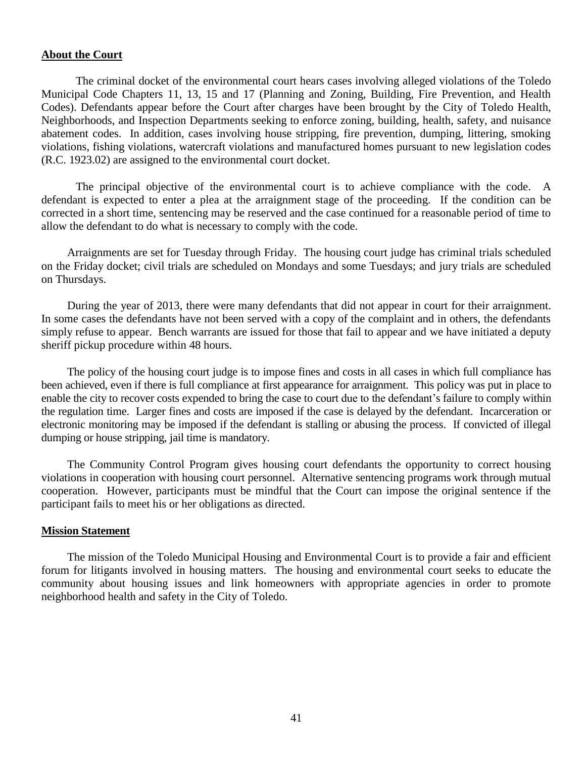## About the Court

The criminal docket of the environmental court hears cases involving alleged violations of the Toledo Municipal Code Chapters 11, 13, 15 and 17 (Planning and Zoning, Building, Fire Prevention, and Health Codes). Defendants appear before the Court after charges have been brought by the City of Toledo Health, Neighborhoods, and Inspection Departments seeking to enforce zoning, building, health, safety, and nuisance abatement codes. In addition, cases involving house stripping, fire prevention, dumping, littering, smoking violations, fishing violations, watercraft violations and manufactured homes pursuant to new legislation codes (R.C. 1923.02) are assigned to the environmental court docket.

The principal objective of the environmental court is to achieve compliance with the code. A defendant is expected to enter a plea at the arraignment stage of the proceeding. If the condition can be corrected in a short time, sentencing may be reserved and the case continued for a reasonable period of time to allow the defendant to do what is necessary to comply with the code.

Arraignments are set for Tuesday through Friday. The housing court judge has criminal trials scheduled on the Friday docket; civil trials are scheduled on Mondays and some Tuesdays; and jury trials are scheduled on Thursdays.

During the year of 2013, there were many defendants that did not appear in court for their arraignment. In some cases the defendants have not been served with a copy of the complaint and in others, the defendants simply refuse to appear. Bench warrants are issued for those that fail to appear and we have initiated a deputy sheriff pickup procedure within 48 hours.

The policy of the housing court judge is to impose fines and costs in all cases in which full compliance has been achieved, even if there is full compliance at first appearance for arraignment. This policy was put in place to enable the city to recover costs expended to bring the case to court due to the defendant's failure to comply within the regulation time. Larger fines and costs are imposed if the case is delayed by the defendant. Incarceration or electronic monitoring may be imposed if the defendant is stalling or abusing the process. If convicted of illegal dumping or house stripping, jail time is mandatory.

The Community Control Program gives housing court defendants the opportunity to correct housing violations in cooperation with housing court personnel. Alternative sentencing programs work through mutual cooperation. However, participants must be mindful that the Court can impose the original sentence if the participant fails to meet his or her obligations as directed.

## Mission Statement

The mission of the Toledo Municipal Housing and Environmental Court is to provide a fair and efficient forum for litigants involved in housing matters. The housing and environmental court seeks to educate the community about housing issues and link homeowners with appropriate agencies in order to promote neighborhood health and safety in the City of Toledo.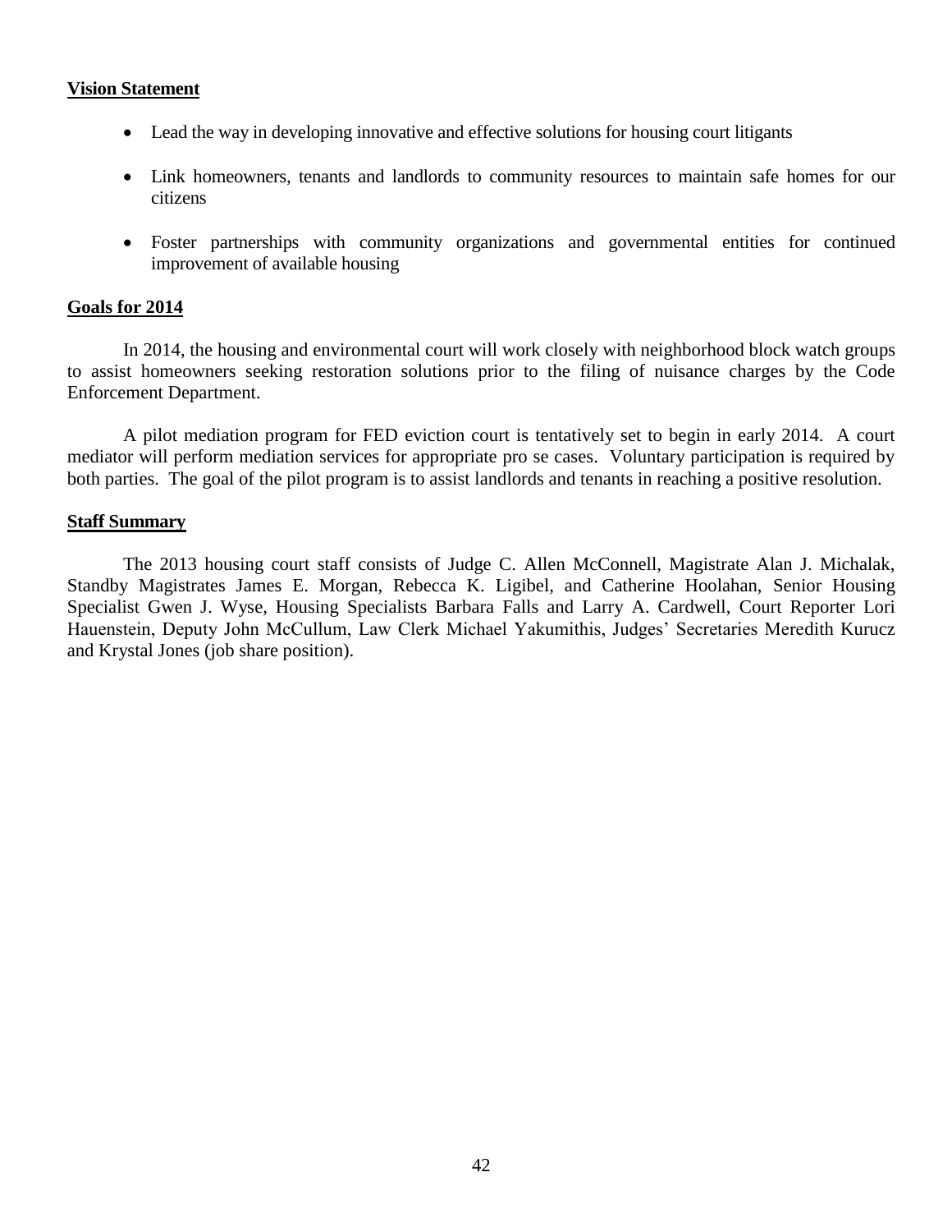**Vision Statement**

- Lead the way in developing innovative and effective solutions for housing court litigants
- Link homeowners, tenants and landlords to community resources to maintain safe homes for our citizens
- Foster partnerships with community organizations and governmental entities for continued improvement of available housing

**Goals for 2014**

In 2014, the housing and environmental court will work closely with neighborhood block watch groups to assist homeowners seeking restoration solutions prior to the filing of nuisance charges by the Code Enforcement Department.

A pilot mediation program for FED eviction court is tentatively set to begin in early 2014. A court mediator will perform mediation services for appropriate pro se cases. Voluntary participation is required by both parties. The goal of the pilot program is to assist landlords and tenants in reaching a positive resolution.

**Staff Summary**

The 2013 housing court staff consists of Judge C. Allen McConnell, Magistrate Alan J. Michalak, Standby Magistrates James E. Morgan, Rebecca K. Ligibel, and Catherine Hoolahan, Senior Housing Specialist Gwen J. Wyse, Housing Specialists Barbara Falls and Larry A. Cardwell, Court Reporter Lori Hauenstein, Deputy John McCullum, Law Clerk Michael Yakumithis, Judges' Secretaries Meredith Kurucz and Krystal Jones (job share position).